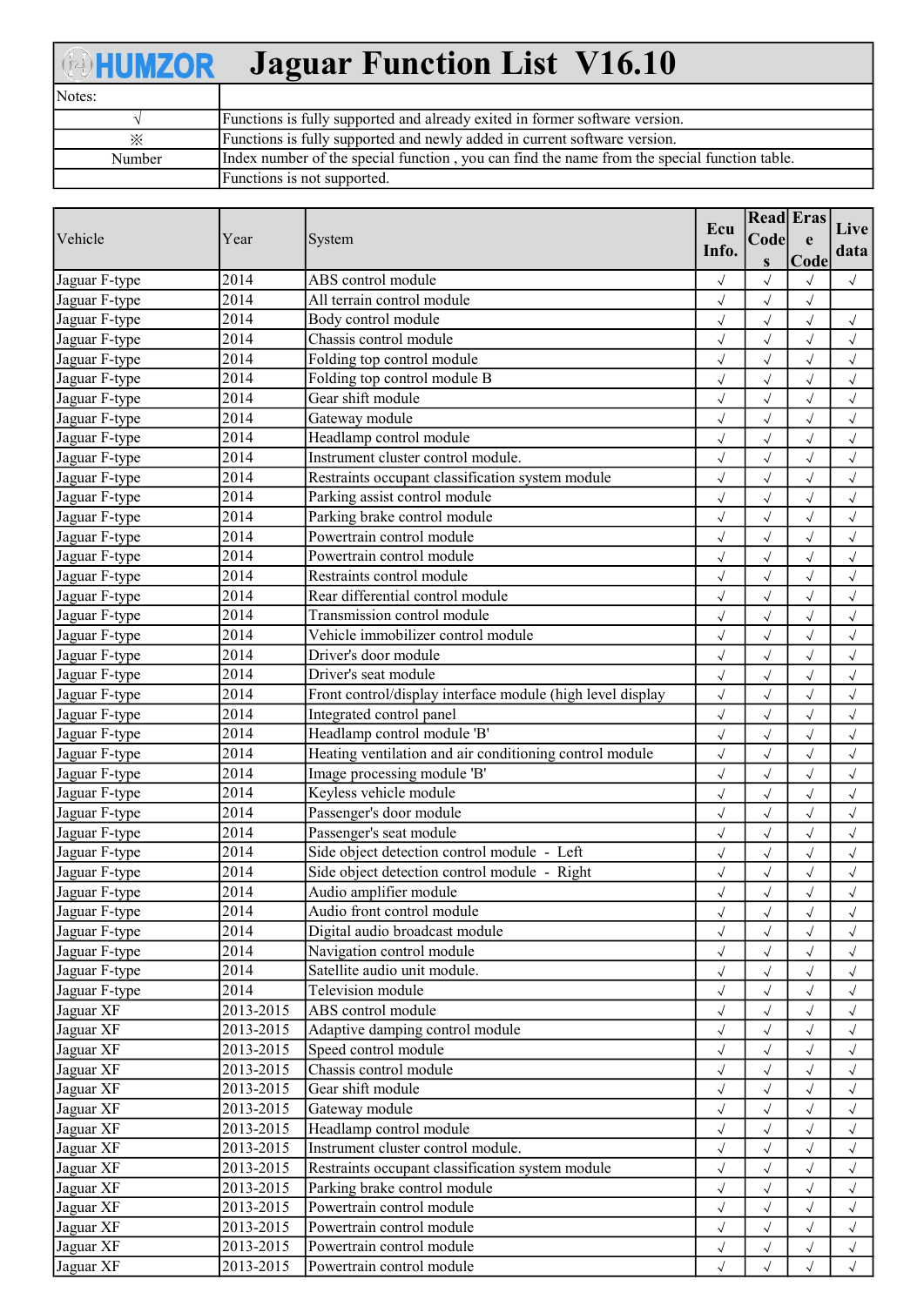# HUMZOR Jaguar Function List V16.10

| Notes: | |
|---|---|
| √ | Functions is fully supported and already exited in former software version. |
| ※ | Functions is fully supported and newly added in current software version. |
| Number | Index number of the special function , you can find the name from the special function table. |
| | Functions is not supported. |

| Vehicle | Year | System | Ecu Info. | Read Codes | Erase Code | Live data |
|---|---|---|---|---|---|---|
| Jaguar F-type | 2014 | ABS control module | √ | √ | √ | √ |
| Jaguar F-type | 2014 | All terrain control module | √ | √ | √ | |
| Jaguar F-type | 2014 | Body control module | √ | √ | √ | √ |
| Jaguar F-type | 2014 | Chassis control module | √ | √ | √ | √ |
| Jaguar F-type | 2014 | Folding top control module | √ | √ | √ | √ |
| Jaguar F-type | 2014 | Folding top control module B | √ | √ | √ | √ |
| Jaguar F-type | 2014 | Gear shift module | √ | √ | √ | √ |
| Jaguar F-type | 2014 | Gateway module | √ | √ | √ | √ |
| Jaguar F-type | 2014 | Headlamp control module | √ | √ | √ | √ |
| Jaguar F-type | 2014 | Instrument cluster control module. | √ | √ | √ | √ |
| Jaguar F-type | 2014 | Restraints occupant classification system module | √ | √ | √ | √ |
| Jaguar F-type | 2014 | Parking assist control module | √ | √ | √ | √ |
| Jaguar F-type | 2014 | Parking brake control module | √ | √ | √ | √ |
| Jaguar F-type | 2014 | Powertrain control module | √ | √ | √ | √ |
| Jaguar F-type | 2014 | Powertrain control module | √ | √ | √ | √ |
| Jaguar F-type | 2014 | Restraints control module | √ | √ | √ | √ |
| Jaguar F-type | 2014 | Rear differential control module | √ | √ | √ | √ |
| Jaguar F-type | 2014 | Transmission control module | √ | √ | √ | √ |
| Jaguar F-type | 2014 | Vehicle immobilizer control module | √ | √ | √ | √ |
| Jaguar F-type | 2014 | Driver's door module | √ | √ | √ | √ |
| Jaguar F-type | 2014 | Driver's seat module | √ | √ | √ | √ |
| Jaguar F-type | 2014 | Front control/display interface module (high level display | √ | √ | √ | √ |
| Jaguar F-type | 2014 | Integrated control panel | √ | √ | √ | √ |
| Jaguar F-type | 2014 | Headlamp control module 'B' | √ | √ | √ | √ |
| Jaguar F-type | 2014 | Heating ventilation and air conditioning control module | √ | √ | √ | √ |
| Jaguar F-type | 2014 | Image processing module 'B' | √ | √ | √ | √ |
| Jaguar F-type | 2014 | Keyless vehicle module | √ | √ | √ | √ |
| Jaguar F-type | 2014 | Passenger's door module | √ | √ | √ | √ |
| Jaguar F-type | 2014 | Passenger's seat module | √ | √ | √ | √ |
| Jaguar F-type | 2014 | Side object detection control module - Left | √ | √ | √ | √ |
| Jaguar F-type | 2014 | Side object detection control module - Right | √ | √ | √ | √ |
| Jaguar F-type | 2014 | Audio amplifier module | √ | √ | √ | √ |
| Jaguar F-type | 2014 | Audio front control module | √ | √ | √ | √ |
| Jaguar F-type | 2014 | Digital audio broadcast module | √ | √ | √ | √ |
| Jaguar F-type | 2014 | Navigation control module | √ | √ | √ | √ |
| Jaguar F-type | 2014 | Satellite audio unit module. | √ | √ | √ | √ |
| Jaguar F-type | 2014 | Television module | √ | √ | √ | √ |
| Jaguar XF | 2013-2015 | ABS control module | √ | √ | √ | √ |
| Jaguar XF | 2013-2015 | Adaptive damping control module | √ | √ | √ | √ |
| Jaguar XF | 2013-2015 | Speed control module | √ | √ | √ | √ |
| Jaguar XF | 2013-2015 | Chassis control module | √ | √ | √ | √ |
| Jaguar XF | 2013-2015 | Gear shift module | √ | √ | √ | √ |
| Jaguar XF | 2013-2015 | Gateway module | √ | √ | √ | √ |
| Jaguar XF | 2013-2015 | Headlamp control module | √ | √ | √ | √ |
| Jaguar XF | 2013-2015 | Instrument cluster control module. | √ | √ | √ | √ |
| Jaguar XF | 2013-2015 | Restraints occupant classification system module | √ | √ | √ | √ |
| Jaguar XF | 2013-2015 | Parking brake control module | √ | √ | √ | √ |
| Jaguar XF | 2013-2015 | Powertrain control module | √ | √ | √ | √ |
| Jaguar XF | 2013-2015 | Powertrain control module | √ | √ | √ | √ |
| Jaguar XF | 2013-2015 | Powertrain control module | √ | √ | √ | √ |
| Jaguar XF | 2013-2015 | Powertrain control module | √ | √ | √ | √ |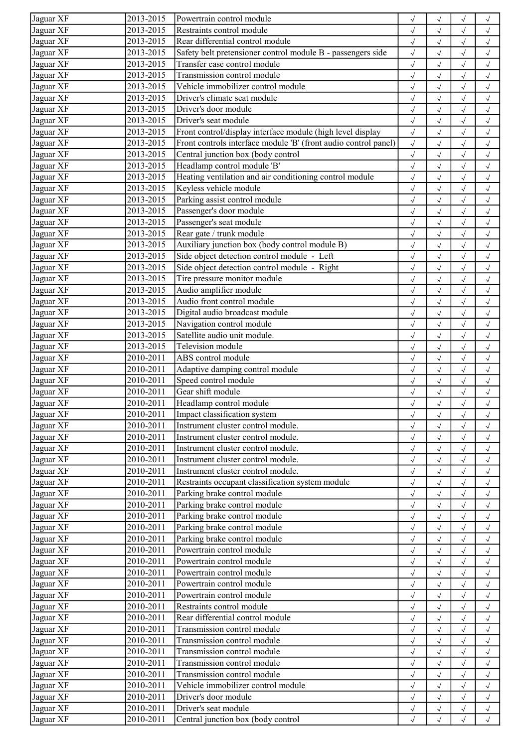| | | | | | | |
|---|---|---|---|---|---|---|
| Jaguar XF | 2013-2015 | Powertrain control module | √ | √ | √ | √ |
| Jaguar XF | 2013-2015 | Restraints control module | √ | √ | √ | √ |
| Jaguar XF | 2013-2015 | Rear differential control module | √ | √ | √ | √ |
| Jaguar XF | 2013-2015 | Safety belt pretensioner control module B - passengers side | √ | √ | √ | √ |
| Jaguar XF | 2013-2015 | Transfer case control module | √ | √ | √ | √ |
| Jaguar XF | 2013-2015 | Transmission control module | √ | √ | √ | √ |
| Jaguar XF | 2013-2015 | Vehicle immobilizer control module | √ | √ | √ | √ |
| Jaguar XF | 2013-2015 | Driver's climate seat module | √ | √ | √ | √ |
| Jaguar XF | 2013-2015 | Driver's door module | √ | √ | √ | √ |
| Jaguar XF | 2013-2015 | Driver's seat module | √ | √ | √ | √ |
| Jaguar XF | 2013-2015 | Front control/display interface module (high level display | √ | √ | √ | √ |
| Jaguar XF | 2013-2015 | Front controls interface module 'B' (front audio control panel) | √ | √ | √ | √ |
| Jaguar XF | 2013-2015 | Central junction box (body control | √ | √ | √ | √ |
| Jaguar XF | 2013-2015 | Headlamp control module 'B' | √ | √ | √ | √ |
| Jaguar XF | 2013-2015 | Heating ventilation and air conditioning control module | √ | √ | √ | √ |
| Jaguar XF | 2013-2015 | Keyless vehicle module | √ | √ | √ | √ |
| Jaguar XF | 2013-2015 | Parking assist control module | √ | √ | √ | √ |
| Jaguar XF | 2013-2015 | Passenger's door module | √ | √ | √ | √ |
| Jaguar XF | 2013-2015 | Passenger's seat module | √ | √ | √ | √ |
| Jaguar XF | 2013-2015 | Rear gate / trunk module | √ | √ | √ | √ |
| Jaguar XF | 2013-2015 | Auxiliary junction box (body control module B) | √ | √ | √ | √ |
| Jaguar XF | 2013-2015 | Side object detection control module - Left | √ | √ | √ | √ |
| Jaguar XF | 2013-2015 | Side object detection control module - Right | √ | √ | √ | √ |
| Jaguar XF | 2013-2015 | Tire pressure monitor module | √ | √ | √ | √ |
| Jaguar XF | 2013-2015 | Audio amplifier module | √ | √ | √ | √ |
| Jaguar XF | 2013-2015 | Audio front control module | √ | √ | √ | √ |
| Jaguar XF | 2013-2015 | Digital audio broadcast module | √ | √ | √ | √ |
| Jaguar XF | 2013-2015 | Navigation control module | √ | √ | √ | √ |
| Jaguar XF | 2013-2015 | Satellite audio unit module. | √ | √ | √ | √ |
| Jaguar XF | 2013-2015 | Television module | √ | √ | √ | √ |
| Jaguar XF | 2010-2011 | ABS control module | √ | √ | √ | √ |
| Jaguar XF | 2010-2011 | Adaptive damping control module | √ | √ | √ | √ |
| Jaguar XF | 2010-2011 | Speed control module | √ | √ | √ | √ |
| Jaguar XF | 2010-2011 | Gear shift module | √ | √ | √ | √ |
| Jaguar XF | 2010-2011 | Headlamp control module | √ | √ | √ | √ |
| Jaguar XF | 2010-2011 | Impact classification system | √ | √ | √ | √ |
| Jaguar XF | 2010-2011 | Instrument cluster control module. | √ | √ | √ | √ |
| Jaguar XF | 2010-2011 | Instrument cluster control module. | √ | √ | √ | √ |
| Jaguar XF | 2010-2011 | Instrument cluster control module. | √ | √ | √ | √ |
| Jaguar XF | 2010-2011 | Instrument cluster control module. | √ | √ | √ | √ |
| Jaguar XF | 2010-2011 | Instrument cluster control module. | √ | √ | √ | √ |
| Jaguar XF | 2010-2011 | Restraints occupant classification system module | √ | √ | √ | √ |
| Jaguar XF | 2010-2011 | Parking brake control module | √ | √ | √ | √ |
| Jaguar XF | 2010-2011 | Parking brake control module | √ | √ | √ | √ |
| Jaguar XF | 2010-2011 | Parking brake control module | √ | √ | √ | √ |
| Jaguar XF | 2010-2011 | Parking brake control module | √ | √ | √ | √ |
| Jaguar XF | 2010-2011 | Parking brake control module | √ | √ | √ | √ |
| Jaguar XF | 2010-2011 | Powertrain control module | √ | √ | √ | √ |
| Jaguar XF | 2010-2011 | Powertrain control module | √ | √ | √ | √ |
| Jaguar XF | 2010-2011 | Powertrain control module | √ | √ | √ | √ |
| Jaguar XF | 2010-2011 | Powertrain control module | √ | √ | √ | √ |
| Jaguar XF | 2010-2011 | Powertrain control module | √ | √ | √ | √ |
| Jaguar XF | 2010-2011 | Restraints control module | √ | √ | √ | √ |
| Jaguar XF | 2010-2011 | Rear differential control module | √ | √ | √ | √ |
| Jaguar XF | 2010-2011 | Transmission control module | √ | √ | √ | √ |
| Jaguar XF | 2010-2011 | Transmission control module | √ | √ | √ | √ |
| Jaguar XF | 2010-2011 | Transmission control module | √ | √ | √ | √ |
| Jaguar XF | 2010-2011 | Transmission control module | √ | √ | √ | √ |
| Jaguar XF | 2010-2011 | Transmission control module | √ | √ | √ | √ |
| Jaguar XF | 2010-2011 | Vehicle immobilizer control module | √ | √ | √ | √ |
| Jaguar XF | 2010-2011 | Driver's door module | √ | √ | √ | √ |
| Jaguar XF | 2010-2011 | Driver's seat module | √ | √ | √ | √ |
| Jaguar XF | 2010-2011 | Central junction box (body control | √ | √ | √ | √ |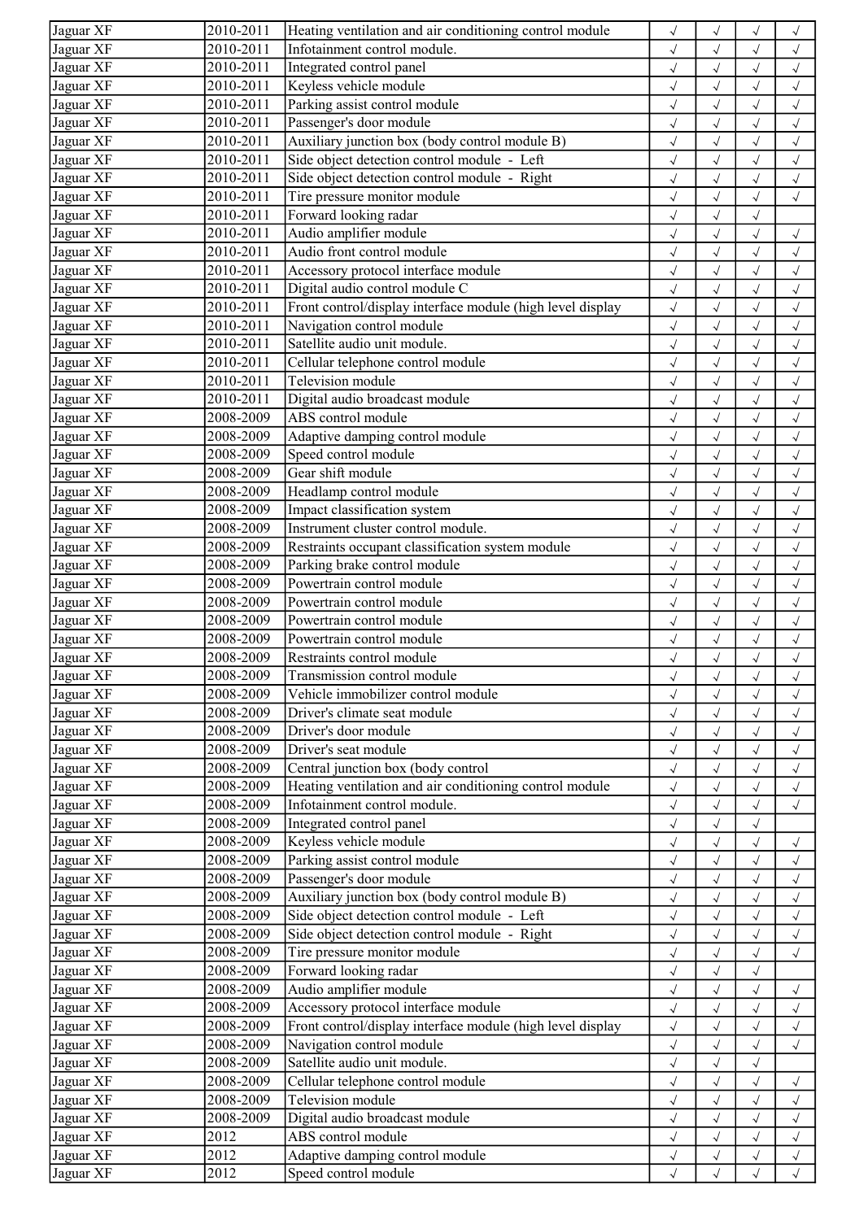| Jaguar XF | 2010-2011 | Heating ventilation and air conditioning control module | √ | √ | √ | √ |
|---|---|---|---|---|---|---|
| Jaguar XF | 2010-2011 | Infotainment control module. | √ | √ | √ | √ |
| Jaguar XF | 2010-2011 | Integrated control panel | √ | √ | √ | √ |
| Jaguar XF | 2010-2011 | Keyless vehicle module | √ | √ | √ | √ |
| Jaguar XF | 2010-2011 | Parking assist control module | √ | √ | √ | √ |
| Jaguar XF | 2010-2011 | Passenger's door module | √ | √ | √ | √ |
| Jaguar XF | 2010-2011 | Auxiliary junction box (body control module B) | √ | √ | √ | √ |
| Jaguar XF | 2010-2011 | Side object detection control module - Left | √ | √ | √ | √ |
| Jaguar XF | 2010-2011 | Side object detection control module - Right | √ | √ | √ | √ |
| Jaguar XF | 2010-2011 | Tire pressure monitor module | √ | √ | √ | √ |
| Jaguar XF | 2010-2011 | Forward looking radar | √ | √ | √ | |
| Jaguar XF | 2010-2011 | Audio amplifier module | √ | √ | √ | √ |
| Jaguar XF | 2010-2011 | Audio front control module | √ | √ | √ | √ |
| Jaguar XF | 2010-2011 | Accessory protocol interface module | √ | √ | √ | √ |
| Jaguar XF | 2010-2011 | Digital audio control module C | √ | √ | √ | √ |
| Jaguar XF | 2010-2011 | Front control/display interface module (high level display | √ | √ | √ | √ |
| Jaguar XF | 2010-2011 | Navigation control module | √ | √ | √ | √ |
| Jaguar XF | 2010-2011 | Satellite audio unit module. | √ | √ | √ | √ |
| Jaguar XF | 2010-2011 | Cellular telephone control module | √ | √ | √ | √ |
| Jaguar XF | 2010-2011 | Television module | √ | √ | √ | √ |
| Jaguar XF | 2010-2011 | Digital audio broadcast module | √ | √ | √ | √ |
| Jaguar XF | 2008-2009 | ABS control module | √ | √ | √ | √ |
| Jaguar XF | 2008-2009 | Adaptive damping control module | √ | √ | √ | √ |
| Jaguar XF | 2008-2009 | Speed control module | √ | √ | √ | √ |
| Jaguar XF | 2008-2009 | Gear shift module | √ | √ | √ | √ |
| Jaguar XF | 2008-2009 | Headlamp control module | √ | √ | √ | √ |
| Jaguar XF | 2008-2009 | Impact classification system | √ | √ | √ | √ |
| Jaguar XF | 2008-2009 | Instrument cluster control module. | √ | √ | √ | √ |
| Jaguar XF | 2008-2009 | Restraints occupant classification system module | √ | √ | √ | √ |
| Jaguar XF | 2008-2009 | Parking brake control module | √ | √ | √ | √ |
| Jaguar XF | 2008-2009 | Powertrain control module | √ | √ | √ | √ |
| Jaguar XF | 2008-2009 | Powertrain control module | √ | √ | √ | √ |
| Jaguar XF | 2008-2009 | Powertrain control module | √ | √ | √ | √ |
| Jaguar XF | 2008-2009 | Powertrain control module | √ | √ | √ | √ |
| Jaguar XF | 2008-2009 | Restraints control module | √ | √ | √ | √ |
| Jaguar XF | 2008-2009 | Transmission control module | √ | √ | √ | √ |
| Jaguar XF | 2008-2009 | Vehicle immobilizer control module | √ | √ | √ | √ |
| Jaguar XF | 2008-2009 | Driver's climate seat module | √ | √ | √ | √ |
| Jaguar XF | 2008-2009 | Driver's door module | √ | √ | √ | √ |
| Jaguar XF | 2008-2009 | Driver's seat module | √ | √ | √ | √ |
| Jaguar XF | 2008-2009 | Central junction box (body control | √ | √ | √ | √ |
| Jaguar XF | 2008-2009 | Heating ventilation and air conditioning control module | √ | √ | √ | √ |
| Jaguar XF | 2008-2009 | Infotainment control module. | √ | √ | √ | √ |
| Jaguar XF | 2008-2009 | Integrated control panel | √ | √ | √ | |
| Jaguar XF | 2008-2009 | Keyless vehicle module | √ | √ | √ | √ |
| Jaguar XF | 2008-2009 | Parking assist control module | √ | √ | √ | √ |
| Jaguar XF | 2008-2009 | Passenger's door module | √ | √ | √ | √ |
| Jaguar XF | 2008-2009 | Auxiliary junction box (body control module B) | √ | √ | √ | √ |
| Jaguar XF | 2008-2009 | Side object detection control module - Left | √ | √ | √ | √ |
| Jaguar XF | 2008-2009 | Side object detection control module - Right | √ | √ | √ | √ |
| Jaguar XF | 2008-2009 | Tire pressure monitor module | √ | √ | √ | √ |
| Jaguar XF | 2008-2009 | Forward looking radar | √ | √ | √ | |
| Jaguar XF | 2008-2009 | Audio amplifier module | √ | √ | √ | √ |
| Jaguar XF | 2008-2009 | Accessory protocol interface module | √ | √ | √ | √ |
| Jaguar XF | 2008-2009 | Front control/display interface module (high level display | √ | √ | √ | √ |
| Jaguar XF | 2008-2009 | Navigation control module | √ | √ | √ | √ |
| Jaguar XF | 2008-2009 | Satellite audio unit module. | √ | √ | √ | |
| Jaguar XF | 2008-2009 | Cellular telephone control module | √ | √ | √ | √ |
| Jaguar XF | 2008-2009 | Television module | √ | √ | √ | √ |
| Jaguar XF | 2008-2009 | Digital audio broadcast module | √ | √ | √ | √ |
| Jaguar XF | 2012 | ABS control module | √ | √ | √ | √ |
| Jaguar XF | 2012 | Adaptive damping control module | √ | √ | √ | √ |
| Jaguar XF | 2012 | Speed control module | √ | √ | √ | √ |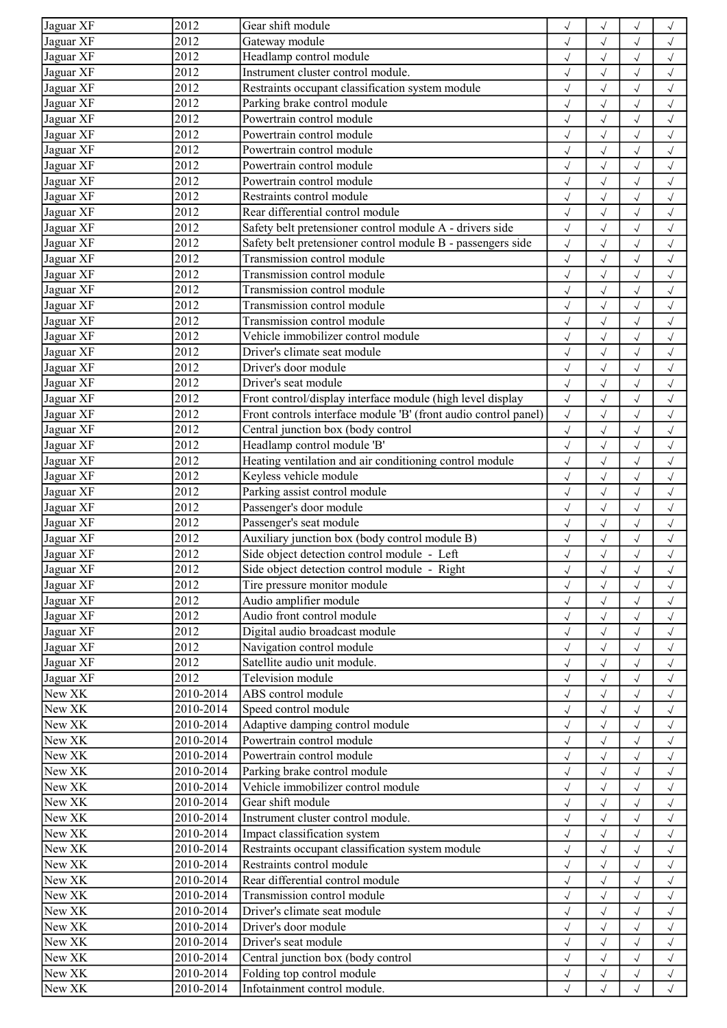| | | | | | | |
|---|---|---|---|---|---|---|
| Jaguar XF | 2012 | Gear shift module | √ | √ | √ | √ |
| Jaguar XF | 2012 | Gateway module | √ | √ | √ | √ |
| Jaguar XF | 2012 | Headlamp control module | √ | √ | √ | √ |
| Jaguar XF | 2012 | Instrument cluster control module. | √ | √ | √ | √ |
| Jaguar XF | 2012 | Restraints occupant classification system module | √ | √ | √ | √ |
| Jaguar XF | 2012 | Parking brake control module | √ | √ | √ | √ |
| Jaguar XF | 2012 | Powertrain control module | √ | √ | √ | √ |
| Jaguar XF | 2012 | Powertrain control module | √ | √ | √ | √ |
| Jaguar XF | 2012 | Powertrain control module | √ | √ | √ | √ |
| Jaguar XF | 2012 | Powertrain control module | √ | √ | √ | √ |
| Jaguar XF | 2012 | Powertrain control module | √ | √ | √ | √ |
| Jaguar XF | 2012 | Restraints control module | √ | √ | √ | √ |
| Jaguar XF | 2012 | Rear differential control module | √ | √ | √ | √ |
| Jaguar XF | 2012 | Safety belt pretensioner control module A - drivers side | √ | √ | √ | √ |
| Jaguar XF | 2012 | Safety belt pretensioner control module B - passengers side | √ | √ | √ | √ |
| Jaguar XF | 2012 | Transmission control module | √ | √ | √ | √ |
| Jaguar XF | 2012 | Transmission control module | √ | √ | √ | √ |
| Jaguar XF | 2012 | Transmission control module | √ | √ | √ | √ |
| Jaguar XF | 2012 | Transmission control module | √ | √ | √ | √ |
| Jaguar XF | 2012 | Transmission control module | √ | √ | √ | √ |
| Jaguar XF | 2012 | Vehicle immobilizer control module | √ | √ | √ | √ |
| Jaguar XF | 2012 | Driver's climate seat module | √ | √ | √ | √ |
| Jaguar XF | 2012 | Driver's door module | √ | √ | √ | √ |
| Jaguar XF | 2012 | Driver's seat module | √ | √ | √ | √ |
| Jaguar XF | 2012 | Front control/display interface module (high level display | √ | √ | √ | √ |
| Jaguar XF | 2012 | Front controls interface module 'B' (front audio control panel) | √ | √ | √ | √ |
| Jaguar XF | 2012 | Central junction box (body control | √ | √ | √ | √ |
| Jaguar XF | 2012 | Headlamp control module 'B' | √ | √ | √ | √ |
| Jaguar XF | 2012 | Heating ventilation and air conditioning control module | √ | √ | √ | √ |
| Jaguar XF | 2012 | Keyless vehicle module | √ | √ | √ | √ |
| Jaguar XF | 2012 | Parking assist control module | √ | √ | √ | √ |
| Jaguar XF | 2012 | Passenger's door module | √ | √ | √ | √ |
| Jaguar XF | 2012 | Passenger's seat module | √ | √ | √ | √ |
| Jaguar XF | 2012 | Auxiliary junction box (body control module B) | √ | √ | √ | √ |
| Jaguar XF | 2012 | Side object detection control module - Left | √ | √ | √ | √ |
| Jaguar XF | 2012 | Side object detection control module - Right | √ | √ | √ | √ |
| Jaguar XF | 2012 | Tire pressure monitor module | √ | √ | √ | √ |
| Jaguar XF | 2012 | Audio amplifier module | √ | √ | √ | √ |
| Jaguar XF | 2012 | Audio front control module | √ | √ | √ | √ |
| Jaguar XF | 2012 | Digital audio broadcast module | √ | √ | √ | √ |
| Jaguar XF | 2012 | Navigation control module | √ | √ | √ | √ |
| Jaguar XF | 2012 | Satellite audio unit module. | √ | √ | √ | √ |
| Jaguar XF | 2012 | Television module | √ | √ | √ | √ |
| New XK | 2010-2014 | ABS control module | √ | √ | √ | √ |
| New XK | 2010-2014 | Speed control module | √ | √ | √ | √ |
| New XK | 2010-2014 | Adaptive damping control module | √ | √ | √ | √ |
| New XK | 2010-2014 | Powertrain control module | √ | √ | √ | √ |
| New XK | 2010-2014 | Powertrain control module | √ | √ | √ | √ |
| New XK | 2010-2014 | Parking brake control module | √ | √ | √ | √ |
| New XK | 2010-2014 | Vehicle immobilizer control module | √ | √ | √ | √ |
| New XK | 2010-2014 | Gear shift module | √ | √ | √ | √ |
| New XK | 2010-2014 | Instrument cluster control module. | √ | √ | √ | √ |
| New XK | 2010-2014 | Impact classification system | √ | √ | √ | √ |
| New XK | 2010-2014 | Restraints occupant classification system module | √ | √ | √ | √ |
| New XK | 2010-2014 | Restraints control module | √ | √ | √ | √ |
| New XK | 2010-2014 | Rear differential control module | √ | √ | √ | √ |
| New XK | 2010-2014 | Transmission control module | √ | √ | √ | √ |
| New XK | 2010-2014 | Driver's climate seat module | √ | √ | √ | √ |
| New XK | 2010-2014 | Driver's door module | √ | √ | √ | √ |
| New XK | 2010-2014 | Driver's seat module | √ | √ | √ | √ |
| New XK | 2010-2014 | Central junction box (body control | √ | √ | √ | √ |
| New XK | 2010-2014 | Folding top control module | √ | √ | √ | √ |
| New XK | 2010-2014 | Infotainment control module. | √ | √ | √ | √ |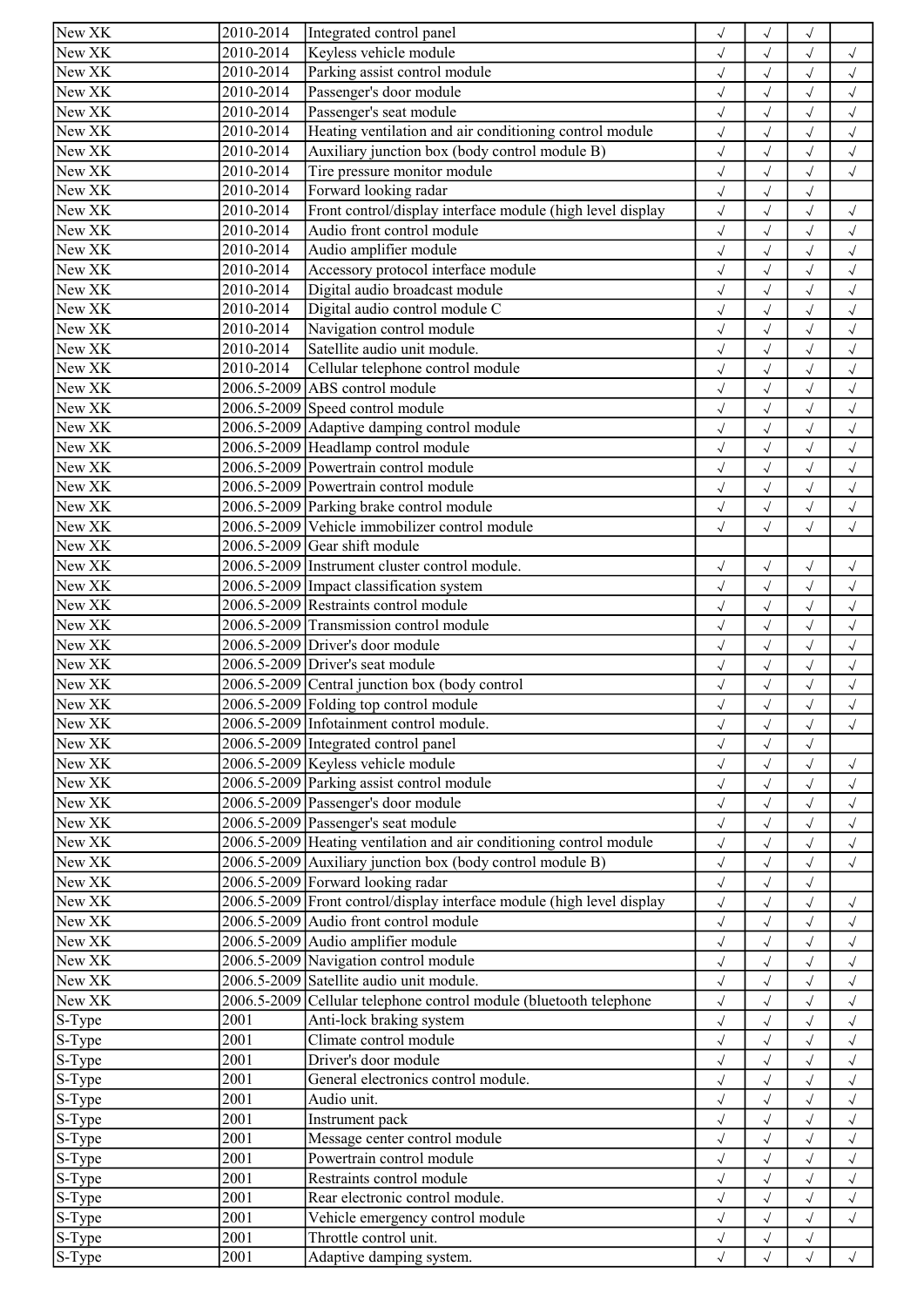| | | | | | | |
|---|---|---|---|---|---|---|
| New XK | 2010-2014 | Integrated control panel | √ | √ | √ | |
| New XK | 2010-2014 | Keyless vehicle module | √ | √ | √ | √ |
| New XK | 2010-2014 | Parking assist control module | √ | √ | √ | √ |
| New XK | 2010-2014 | Passenger's door module | √ | √ | √ | √ |
| New XK | 2010-2014 | Passenger's seat module | √ | √ | √ | √ |
| New XK | 2010-2014 | Heating ventilation and air conditioning control module | √ | √ | √ | √ |
| New XK | 2010-2014 | Auxiliary junction box (body control module B) | √ | √ | √ | √ |
| New XK | 2010-2014 | Tire pressure monitor module | √ | √ | √ | √ |
| New XK | 2010-2014 | Forward looking radar | √ | √ | √ | |
| New XK | 2010-2014 | Front control/display interface module (high level display | √ | √ | √ | √ |
| New XK | 2010-2014 | Audio front control module | √ | √ | √ | √ |
| New XK | 2010-2014 | Audio amplifier module | √ | √ | √ | √ |
| New XK | 2010-2014 | Accessory protocol interface module | √ | √ | √ | √ |
| New XK | 2010-2014 | Digital audio broadcast module | √ | √ | √ | √ |
| New XK | 2010-2014 | Digital audio control module C | √ | √ | √ | √ |
| New XK | 2010-2014 | Navigation control module | √ | √ | √ | √ |
| New XK | 2010-2014 | Satellite audio unit module. | √ | √ | √ | √ |
| New XK | 2010-2014 | Cellular telephone control module | √ | √ | √ | √ |
| New XK | 2006.5-2009 | ABS control module | √ | √ | √ | √ |
| New XK | 2006.5-2009 | Speed control module | √ | √ | √ | √ |
| New XK | 2006.5-2009 | Adaptive damping control module | √ | √ | √ | √ |
| New XK | 2006.5-2009 | Headlamp control module | √ | √ | √ | √ |
| New XK | 2006.5-2009 | Powertrain control module | √ | √ | √ | √ |
| New XK | 2006.5-2009 | Powertrain control module | √ | √ | √ | √ |
| New XK | 2006.5-2009 | Parking brake control module | √ | √ | √ | √ |
| New XK | 2006.5-2009 | Vehicle immobilizer control module | √ | √ | √ | √ |
| New XK | 2006.5-2009 | Gear shift module | | | | |
| New XK | 2006.5-2009 | Instrument cluster control module. | √ | √ | √ | √ |
| New XK | 2006.5-2009 | Impact classification system | √ | √ | √ | √ |
| New XK | 2006.5-2009 | Restraints control module | √ | √ | √ | √ |
| New XK | 2006.5-2009 | Transmission control module | √ | √ | √ | √ |
| New XK | 2006.5-2009 | Driver's door module | √ | √ | √ | √ |
| New XK | 2006.5-2009 | Driver's seat module | √ | √ | √ | √ |
| New XK | 2006.5-2009 | Central junction box (body control | √ | √ | √ | √ |
| New XK | 2006.5-2009 | Folding top control module | √ | √ | √ | √ |
| New XK | 2006.5-2009 | Infotainment control module. | √ | √ | √ | √ |
| New XK | 2006.5-2009 | Integrated control panel | √ | √ | √ | |
| New XK | 2006.5-2009 | Keyless vehicle module | √ | √ | √ | √ |
| New XK | 2006.5-2009 | Parking assist control module | √ | √ | √ | √ |
| New XK | 2006.5-2009 | Passenger's door module | √ | √ | √ | √ |
| New XK | 2006.5-2009 | Passenger's seat module | √ | √ | √ | √ |
| New XK | 2006.5-2009 | Heating ventilation and air conditioning control module | √ | √ | √ | √ |
| New XK | 2006.5-2009 | Auxiliary junction box (body control module B) | √ | √ | √ | √ |
| New XK | 2006.5-2009 | Forward looking radar | √ | √ | √ | |
| New XK | 2006.5-2009 | Front control/display interface module (high level display | √ | √ | √ | √ |
| New XK | 2006.5-2009 | Audio front control module | √ | √ | √ | √ |
| New XK | 2006.5-2009 | Audio amplifier module | √ | √ | √ | √ |
| New XK | 2006.5-2009 | Navigation control module | √ | √ | √ | √ |
| New XK | 2006.5-2009 | Satellite audio unit module. | √ | √ | √ | √ |
| New XK | 2006.5-2009 | Cellular telephone control module (bluetooth telephone | √ | √ | √ | √ |
| S-Type | 2001 | Anti-lock braking system | √ | √ | √ | √ |
| S-Type | 2001 | Climate control module | √ | √ | √ | √ |
| S-Type | 2001 | Driver's door module | √ | √ | √ | √ |
| S-Type | 2001 | General electronics control module. | √ | √ | √ | √ |
| S-Type | 2001 | Audio unit. | √ | √ | √ | √ |
| S-Type | 2001 | Instrument pack | √ | √ | √ | √ |
| S-Type | 2001 | Message center control module | √ | √ | √ | √ |
| S-Type | 2001 | Powertrain control module | √ | √ | √ | √ |
| S-Type | 2001 | Restraints control module | √ | √ | √ | √ |
| S-Type | 2001 | Rear electronic control module. | √ | √ | √ | √ |
| S-Type | 2001 | Vehicle emergency control module | √ | √ | √ | √ |
| S-Type | 2001 | Throttle control unit. | √ | √ | √ | |
| S-Type | 2001 | Adaptive damping system. | √ | √ | √ | √ |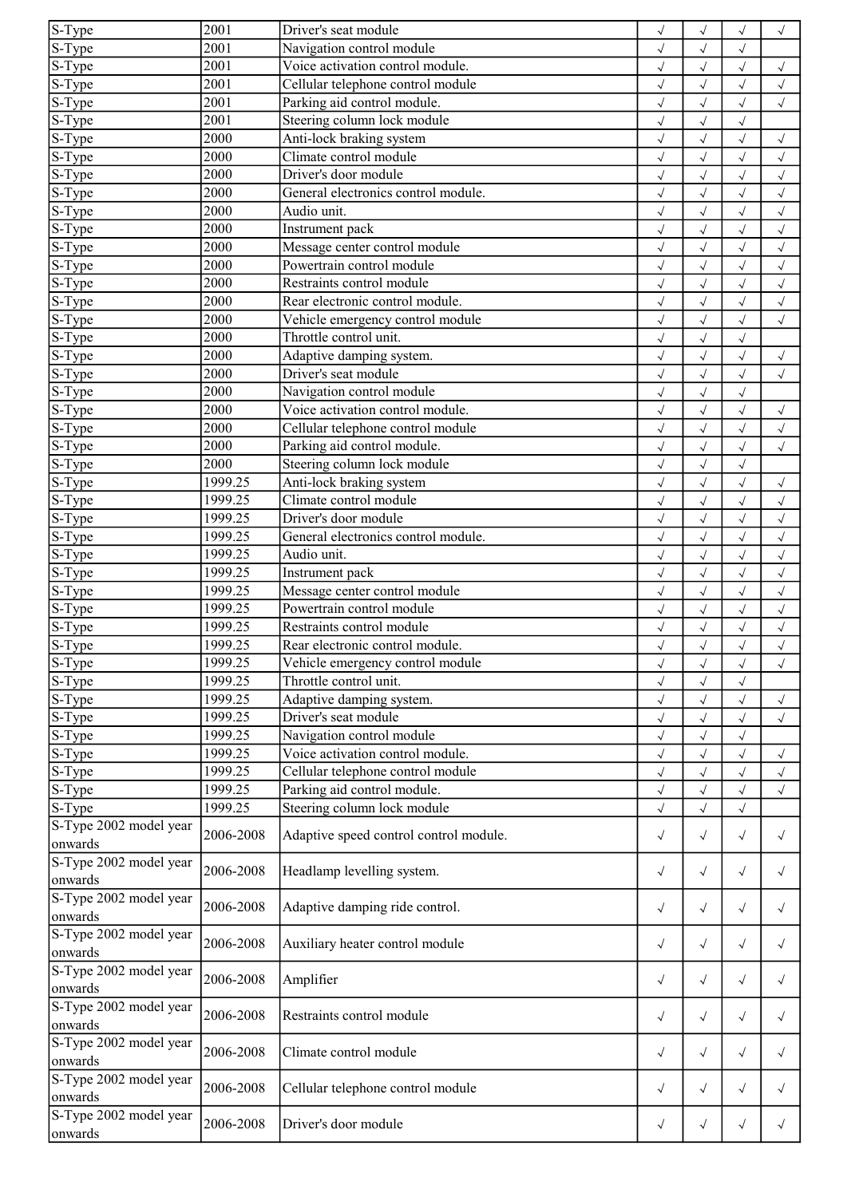| | | | | | | |
|---|---|---|---|---|---|---|
| S-Type | 2001 | Driver's seat module | √ | √ | √ | √ |
| S-Type | 2001 | Navigation control module | √ | √ | √ | |
| S-Type | 2001 | Voice activation control module. | √ | √ | √ | √ |
| S-Type | 2001 | Cellular telephone control module | √ | √ | √ | √ |
| S-Type | 2001 | Parking aid control module. | √ | √ | √ | √ |
| S-Type | 2001 | Steering column lock module | √ | √ | √ | |
| S-Type | 2000 | Anti-lock braking system | √ | √ | √ | √ |
| S-Type | 2000 | Climate control module | √ | √ | √ | √ |
| S-Type | 2000 | Driver's door module | √ | √ | √ | √ |
| S-Type | 2000 | General electronics control module. | √ | √ | √ | √ |
| S-Type | 2000 | Audio unit. | √ | √ | √ | √ |
| S-Type | 2000 | Instrument pack | √ | √ | √ | √ |
| S-Type | 2000 | Message center control module | √ | √ | √ | √ |
| S-Type | 2000 | Powertrain control module | √ | √ | √ | √ |
| S-Type | 2000 | Restraints control module | √ | √ | √ | √ |
| S-Type | 2000 | Rear electronic control module. | √ | √ | √ | √ |
| S-Type | 2000 | Vehicle emergency control module | √ | √ | √ | √ |
| S-Type | 2000 | Throttle control unit. | √ | √ | √ | |
| S-Type | 2000 | Adaptive damping system. | √ | √ | √ | √ |
| S-Type | 2000 | Driver's seat module | √ | √ | √ | √ |
| S-Type | 2000 | Navigation control module | √ | √ | √ | |
| S-Type | 2000 | Voice activation control module. | √ | √ | √ | √ |
| S-Type | 2000 | Cellular telephone control module | √ | √ | √ | √ |
| S-Type | 2000 | Parking aid control module. | √ | √ | √ | √ |
| S-Type | 2000 | Steering column lock module | √ | √ | √ | |
| S-Type | 1999.25 | Anti-lock braking system | √ | √ | √ | √ |
| S-Type | 1999.25 | Climate control module | √ | √ | √ | √ |
| S-Type | 1999.25 | Driver's door module | √ | √ | √ | √ |
| S-Type | 1999.25 | General electronics control module. | √ | √ | √ | √ |
| S-Type | 1999.25 | Audio unit. | √ | √ | √ | √ |
| S-Type | 1999.25 | Instrument pack | √ | √ | √ | √ |
| S-Type | 1999.25 | Message center control module | √ | √ | √ | √ |
| S-Type | 1999.25 | Powertrain control module | √ | √ | √ | √ |
| S-Type | 1999.25 | Restraints control module | √ | √ | √ | √ |
| S-Type | 1999.25 | Rear electronic control module. | √ | √ | √ | √ |
| S-Type | 1999.25 | Vehicle emergency control module | √ | √ | √ | √ |
| S-Type | 1999.25 | Throttle control unit. | √ | √ | √ | |
| S-Type | 1999.25 | Adaptive damping system. | √ | √ | √ | √ |
| S-Type | 1999.25 | Driver's seat module | √ | √ | √ | √ |
| S-Type | 1999.25 | Navigation control module | √ | √ | √ | |
| S-Type | 1999.25 | Voice activation control module. | √ | √ | √ | √ |
| S-Type | 1999.25 | Cellular telephone control module | √ | √ | √ | √ |
| S-Type | 1999.25 | Parking aid control module. | √ | √ | √ | √ |
| S-Type | 1999.25 | Steering column lock module | √ | √ | √ | |
| S-Type 2002 model year onwards | 2006-2008 | Adaptive speed control control module. | √ | √ | √ | √ |
| S-Type 2002 model year onwards | 2006-2008 | Headlamp levelling system. | √ | √ | √ | √ |
| S-Type 2002 model year onwards | 2006-2008 | Adaptive damping ride control. | √ | √ | √ | √ |
| S-Type 2002 model year onwards | 2006-2008 | Auxiliary heater control module | √ | √ | √ | √ |
| S-Type 2002 model year onwards | 2006-2008 | Amplifier | √ | √ | √ | √ |
| S-Type 2002 model year onwards | 2006-2008 | Restraints control module | √ | √ | √ | √ |
| S-Type 2002 model year onwards | 2006-2008 | Climate control module | √ | √ | √ | √ |
| S-Type 2002 model year onwards | 2006-2008 | Cellular telephone control module | √ | √ | √ | √ |
| S-Type 2002 model year onwards | 2006-2008 | Driver's door module | √ | √ | √ | √ |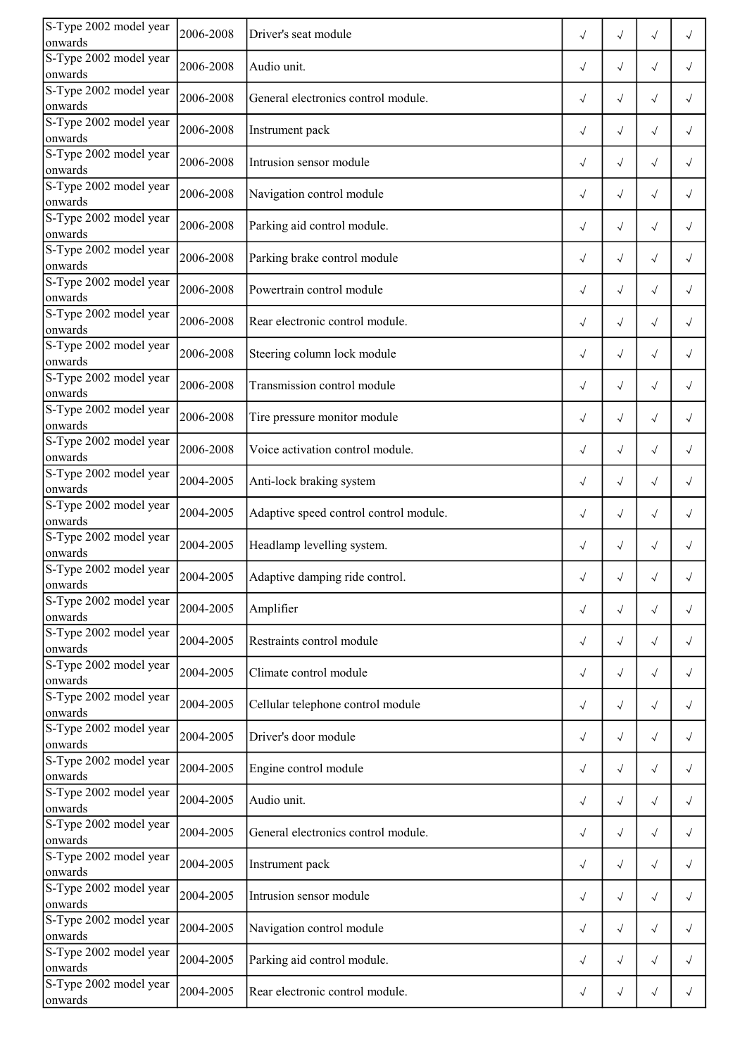| | | | | | | |
|---|---|---|---|---|---|---|
| S-Type 2002 model year onwards | 2006-2008 | Driver's seat module | √ | √ | √ | √ |
| S-Type 2002 model year onwards | 2006-2008 | Audio unit. | √ | √ | √ | √ |
| S-Type 2002 model year onwards | 2006-2008 | General electronics control module. | √ | √ | √ | √ |
| S-Type 2002 model year onwards | 2006-2008 | Instrument pack | √ | √ | √ | √ |
| S-Type 2002 model year onwards | 2006-2008 | Intrusion sensor module | √ | √ | √ | √ |
| S-Type 2002 model year onwards | 2006-2008 | Navigation control module | √ | √ | √ | √ |
| S-Type 2002 model year onwards | 2006-2008 | Parking aid control module. | √ | √ | √ | √ |
| S-Type 2002 model year onwards | 2006-2008 | Parking brake control module | √ | √ | √ | √ |
| S-Type 2002 model year onwards | 2006-2008 | Powertrain control module | √ | √ | √ | √ |
| S-Type 2002 model year onwards | 2006-2008 | Rear electronic control module. | √ | √ | √ | √ |
| S-Type 2002 model year onwards | 2006-2008 | Steering column lock module | √ | √ | √ | √ |
| S-Type 2002 model year onwards | 2006-2008 | Transmission control module | √ | √ | √ | √ |
| S-Type 2002 model year onwards | 2006-2008 | Tire pressure monitor module | √ | √ | √ | √ |
| S-Type 2002 model year onwards | 2006-2008 | Voice activation control module. | √ | √ | √ | √ |
| S-Type 2002 model year onwards | 2004-2005 | Anti-lock braking system | √ | √ | √ | √ |
| S-Type 2002 model year onwards | 2004-2005 | Adaptive speed control control module. | √ | √ | √ | √ |
| S-Type 2002 model year onwards | 2004-2005 | Headlamp levelling system. | √ | √ | √ | √ |
| S-Type 2002 model year onwards | 2004-2005 | Adaptive damping ride control. | √ | √ | √ | √ |
| S-Type 2002 model year onwards | 2004-2005 | Amplifier | √ | √ | √ | √ |
| S-Type 2002 model year onwards | 2004-2005 | Restraints control module | √ | √ | √ | √ |
| S-Type 2002 model year onwards | 2004-2005 | Climate control module | √ | √ | √ | √ |
| S-Type 2002 model year onwards | 2004-2005 | Cellular telephone control module | √ | √ | √ | √ |
| S-Type 2002 model year onwards | 2004-2005 | Driver's door module | √ | √ | √ | √ |
| S-Type 2002 model year onwards | 2004-2005 | Engine control module | √ | √ | √ | √ |
| S-Type 2002 model year onwards | 2004-2005 | Audio unit. | √ | √ | √ | √ |
| S-Type 2002 model year onwards | 2004-2005 | General electronics control module. | √ | √ | √ | √ |
| S-Type 2002 model year onwards | 2004-2005 | Instrument pack | √ | √ | √ | √ |
| S-Type 2002 model year onwards | 2004-2005 | Intrusion sensor module | √ | √ | √ | √ |
| S-Type 2002 model year onwards | 2004-2005 | Navigation control module | √ | √ | √ | √ |
| S-Type 2002 model year onwards | 2004-2005 | Parking aid control module. | √ | √ | √ | √ |
| S-Type 2002 model year onwards | 2004-2005 | Rear electronic control module. | √ | √ | √ | √ |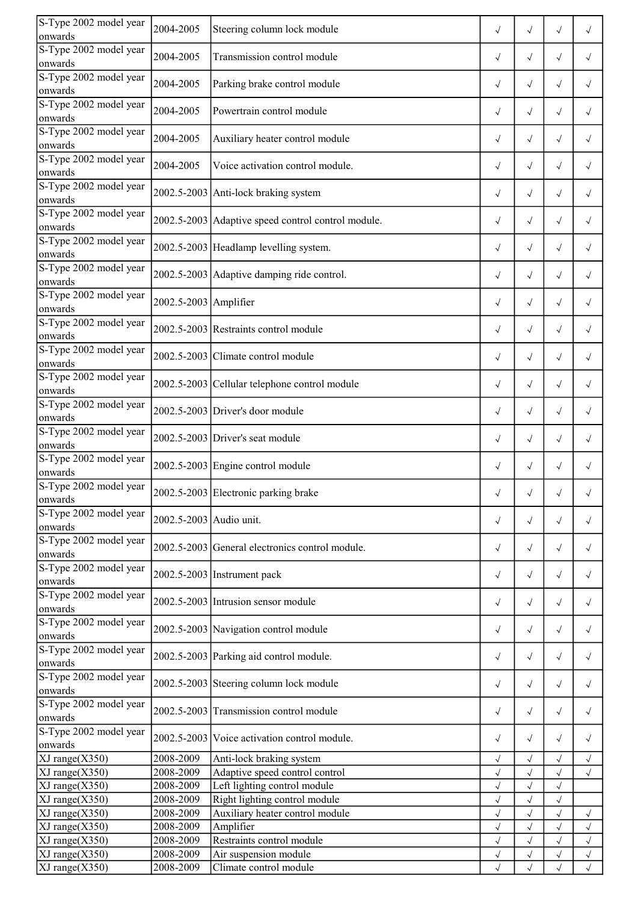| | | | | | | |
|---|---|---|---|---|---|---|
| S-Type 2002 model year onwards | 2004-2005 | Steering column lock module | √ | √ | √ | √ |
| S-Type 2002 model year onwards | 2004-2005 | Transmission control module | √ | √ | √ | √ |
| S-Type 2002 model year onwards | 2004-2005 | Parking brake control module | √ | √ | √ | √ |
| S-Type 2002 model year onwards | 2004-2005 | Powertrain control module | √ | √ | √ | √ |
| S-Type 2002 model year onwards | 2004-2005 | Auxiliary heater control module | √ | √ | √ | √ |
| S-Type 2002 model year onwards | 2004-2005 | Voice activation control module. | √ | √ | √ | √ |
| S-Type 2002 model year onwards | 2002.5-2003 | Anti-lock braking system | √ | √ | √ | √ |
| S-Type 2002 model year onwards | 2002.5-2003 | Adaptive speed control control module. | √ | √ | √ | √ |
| S-Type 2002 model year onwards | 2002.5-2003 | Headlamp levelling system. | √ | √ | √ | √ |
| S-Type 2002 model year onwards | 2002.5-2003 | Adaptive damping ride control. | √ | √ | √ | √ |
| S-Type 2002 model year onwards | 2002.5-2003 | Amplifier | √ | √ | √ | √ |
| S-Type 2002 model year onwards | 2002.5-2003 | Restraints control module | √ | √ | √ | √ |
| S-Type 2002 model year onwards | 2002.5-2003 | Climate control module | √ | √ | √ | √ |
| S-Type 2002 model year onwards | 2002.5-2003 | Cellular telephone control module | √ | √ | √ | √ |
| S-Type 2002 model year onwards | 2002.5-2003 | Driver's door module | √ | √ | √ | √ |
| S-Type 2002 model year onwards | 2002.5-2003 | Driver's seat module | √ | √ | √ | √ |
| S-Type 2002 model year onwards | 2002.5-2003 | Engine control module | √ | √ | √ | √ |
| S-Type 2002 model year onwards | 2002.5-2003 | Electronic parking brake | √ | √ | √ | √ |
| S-Type 2002 model year onwards | 2002.5-2003 | Audio unit. | √ | √ | √ | √ |
| S-Type 2002 model year onwards | 2002.5-2003 | General electronics control module. | √ | √ | √ | √ |
| S-Type 2002 model year onwards | 2002.5-2003 | Instrument pack | √ | √ | √ | √ |
| S-Type 2002 model year onwards | 2002.5-2003 | Intrusion sensor module | √ | √ | √ | √ |
| S-Type 2002 model year onwards | 2002.5-2003 | Navigation control module | √ | √ | √ | √ |
| S-Type 2002 model year onwards | 2002.5-2003 | Parking aid control module. | √ | √ | √ | √ |
| S-Type 2002 model year onwards | 2002.5-2003 | Steering column lock module | √ | √ | √ | √ |
| S-Type 2002 model year onwards | 2002.5-2003 | Transmission control module | √ | √ | √ | √ |
| S-Type 2002 model year onwards | 2002.5-2003 | Voice activation control module. | √ | √ | √ | √ |
| XJ range(X350) | 2008-2009 | Anti-lock braking system | √ | √ | √ | √ |
| XJ range(X350) | 2008-2009 | Adaptive speed control control | √ | √ | √ | √ |
| XJ range(X350) | 2008-2009 | Left lighting control module | √ | √ | √ | |
| XJ range(X350) | 2008-2009 | Right lighting control module | √ | √ | √ | |
| XJ range(X350) | 2008-2009 | Auxiliary heater control module | √ | √ | √ | √ |
| XJ range(X350) | 2008-2009 | Amplifier | √ | √ | √ | √ |
| XJ range(X350) | 2008-2009 | Restraints control module | √ | √ | √ | √ |
| XJ range(X350) | 2008-2009 | Air suspension module | √ | √ | √ | √ |
| XJ range(X350) | 2008-2009 | Climate control module | √ | √ | √ | √ |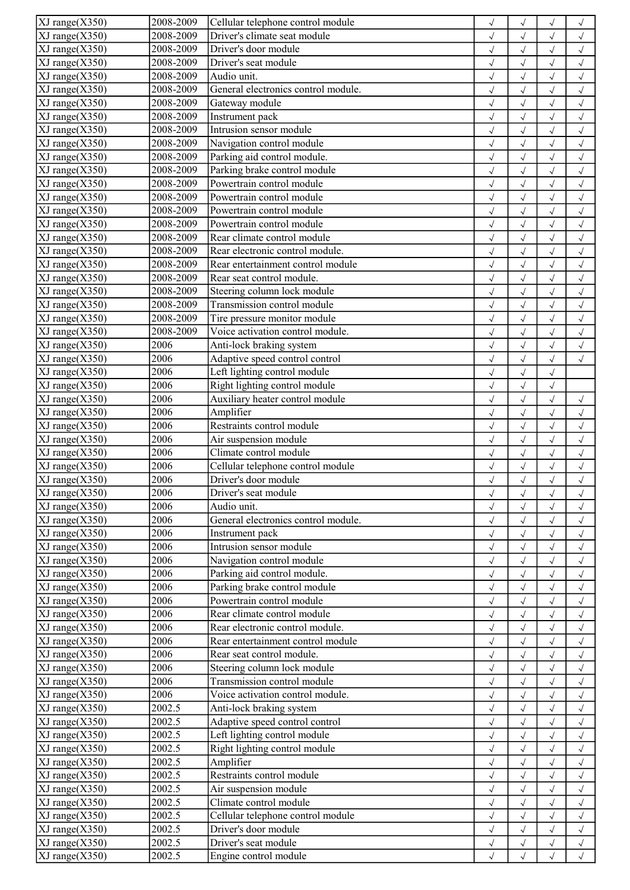| | | | | | | |
|---|---|---|---|---|---|---|
| XJ range(X350) | 2008-2009 | Cellular telephone control module | √ | √ | √ | √ |
| XJ range(X350) | 2008-2009 | Driver's climate seat module | √ | √ | √ | √ |
| XJ range(X350) | 2008-2009 | Driver's door module | √ | √ | √ | √ |
| XJ range(X350) | 2008-2009 | Driver's seat module | √ | √ | √ | √ |
| XJ range(X350) | 2008-2009 | Audio unit. | √ | √ | √ | √ |
| XJ range(X350) | 2008-2009 | General electronics control module. | √ | √ | √ | √ |
| XJ range(X350) | 2008-2009 | Gateway module | √ | √ | √ | √ |
| XJ range(X350) | 2008-2009 | Instrument pack | √ | √ | √ | √ |
| XJ range(X350) | 2008-2009 | Intrusion sensor module | √ | √ | √ | √ |
| XJ range(X350) | 2008-2009 | Navigation control module | √ | √ | √ | √ |
| XJ range(X350) | 2008-2009 | Parking aid control module. | √ | √ | √ | √ |
| XJ range(X350) | 2008-2009 | Parking brake control module | √ | √ | √ | √ |
| XJ range(X350) | 2008-2009 | Powertrain control module | √ | √ | √ | √ |
| XJ range(X350) | 2008-2009 | Powertrain control module | √ | √ | √ | √ |
| XJ range(X350) | 2008-2009 | Powertrain control module | √ | √ | √ | √ |
| XJ range(X350) | 2008-2009 | Powertrain control module | √ | √ | √ | √ |
| XJ range(X350) | 2008-2009 | Rear climate control module | √ | √ | √ | √ |
| XJ range(X350) | 2008-2009 | Rear electronic control module. | √ | √ | √ | √ |
| XJ range(X350) | 2008-2009 | Rear entertainment control module | √ | √ | √ | √ |
| XJ range(X350) | 2008-2009 | Rear seat control module. | √ | √ | √ | √ |
| XJ range(X350) | 2008-2009 | Steering column lock module | √ | √ | √ | √ |
| XJ range(X350) | 2008-2009 | Transmission control module | √ | √ | √ | √ |
| XJ range(X350) | 2008-2009 | Tire pressure monitor module | √ | √ | √ | √ |
| XJ range(X350) | 2008-2009 | Voice activation control module. | √ | √ | √ | √ |
| XJ range(X350) | 2006 | Anti-lock braking system | √ | √ | √ | √ |
| XJ range(X350) | 2006 | Adaptive speed control control | √ | √ | √ | √ |
| XJ range(X350) | 2006 | Left lighting control module | √ | √ | √ | |
| XJ range(X350) | 2006 | Right lighting control module | √ | √ | √ | |
| XJ range(X350) | 2006 | Auxiliary heater control module | √ | √ | √ | √ |
| XJ range(X350) | 2006 | Amplifier | √ | √ | √ | √ |
| XJ range(X350) | 2006 | Restraints control module | √ | √ | √ | √ |
| XJ range(X350) | 2006 | Air suspension module | √ | √ | √ | √ |
| XJ range(X350) | 2006 | Climate control module | √ | √ | √ | √ |
| XJ range(X350) | 2006 | Cellular telephone control module | √ | √ | √ | √ |
| XJ range(X350) | 2006 | Driver's door module | √ | √ | √ | √ |
| XJ range(X350) | 2006 | Driver's seat module | √ | √ | √ | √ |
| XJ range(X350) | 2006 | Audio unit. | √ | √ | √ | √ |
| XJ range(X350) | 2006 | General electronics control module. | √ | √ | √ | √ |
| XJ range(X350) | 2006 | Instrument pack | √ | √ | √ | √ |
| XJ range(X350) | 2006 | Intrusion sensor module | √ | √ | √ | √ |
| XJ range(X350) | 2006 | Navigation control module | √ | √ | √ | √ |
| XJ range(X350) | 2006 | Parking aid control module. | √ | √ | √ | √ |
| XJ range(X350) | 2006 | Parking brake control module | √ | √ | √ | √ |
| XJ range(X350) | 2006 | Powertrain control module | √ | √ | √ | √ |
| XJ range(X350) | 2006 | Rear climate control module | √ | √ | √ | √ |
| XJ range(X350) | 2006 | Rear electronic control module. | √ | √ | √ | √ |
| XJ range(X350) | 2006 | Rear entertainment control module | √ | √ | √ | √ |
| XJ range(X350) | 2006 | Rear seat control module. | √ | √ | √ | √ |
| XJ range(X350) | 2006 | Steering column lock module | √ | √ | √ | √ |
| XJ range(X350) | 2006 | Transmission control module | √ | √ | √ | √ |
| XJ range(X350) | 2006 | Voice activation control module. | √ | √ | √ | √ |
| XJ range(X350) | 2002.5 | Anti-lock braking system | √ | √ | √ | √ |
| XJ range(X350) | 2002.5 | Adaptive speed control control | √ | √ | √ | √ |
| XJ range(X350) | 2002.5 | Left lighting control module | √ | √ | √ | √ |
| XJ range(X350) | 2002.5 | Right lighting control module | √ | √ | √ | √ |
| XJ range(X350) | 2002.5 | Amplifier | √ | √ | √ | √ |
| XJ range(X350) | 2002.5 | Restraints control module | √ | √ | √ | √ |
| XJ range(X350) | 2002.5 | Air suspension module | √ | √ | √ | √ |
| XJ range(X350) | 2002.5 | Climate control module | √ | √ | √ | √ |
| XJ range(X350) | 2002.5 | Cellular telephone control module | √ | √ | √ | √ |
| XJ range(X350) | 2002.5 | Driver's door module | √ | √ | √ | √ |
| XJ range(X350) | 2002.5 | Driver's seat module | √ | √ | √ | √ |
| XJ range(X350) | 2002.5 | Engine control module | √ | √ | √ | √ |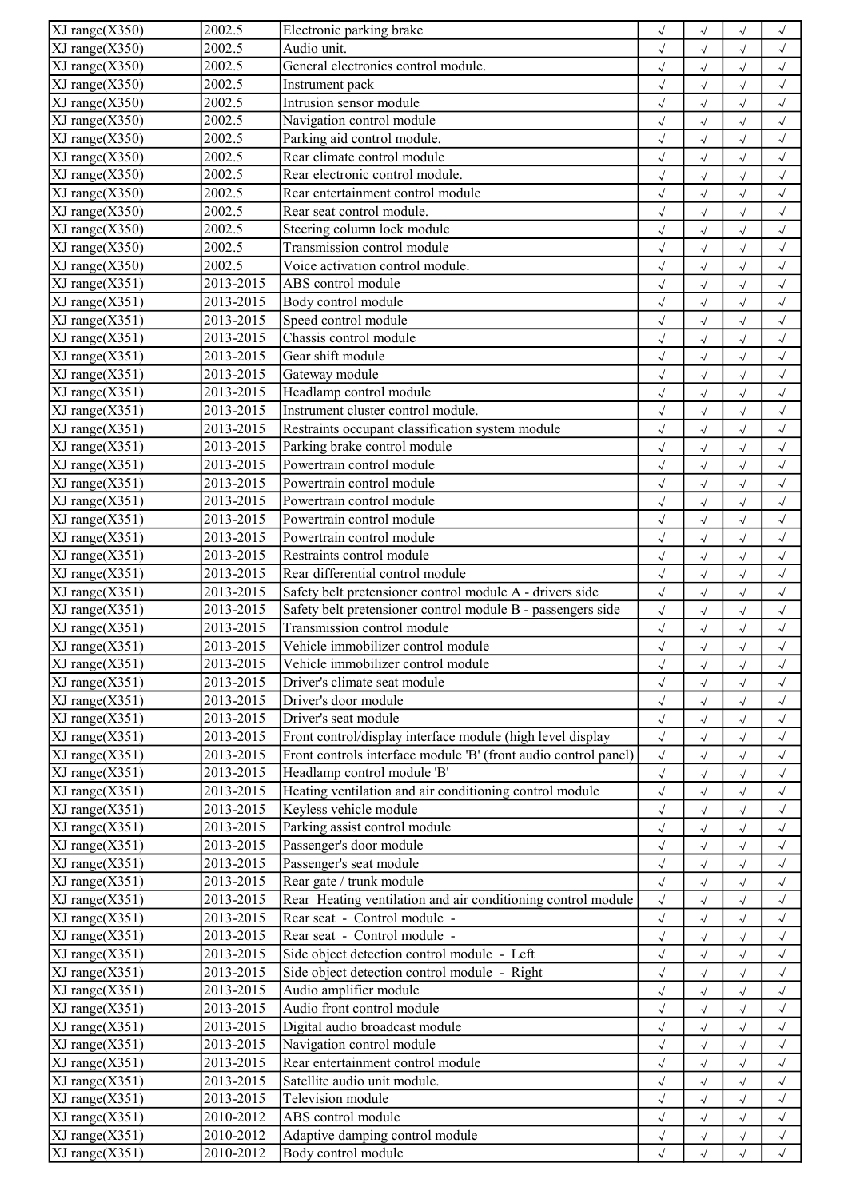| XJ range(X350) | 2002.5 | Electronic parking brake | √ | √ | √ | √ |
|---|---|---|---|---|---|---|
| XJ range(X350) | 2002.5 | Audio unit. | √ | √ | √ | √ |
| XJ range(X350) | 2002.5 | General electronics control module. | √ | √ | √ | √ |
| XJ range(X350) | 2002.5 | Instrument pack | √ | √ | √ | √ |
| XJ range(X350) | 2002.5 | Intrusion sensor module | √ | √ | √ | √ |
| XJ range(X350) | 2002.5 | Navigation control module | √ | √ | √ | √ |
| XJ range(X350) | 2002.5 | Parking aid control module. | √ | √ | √ | √ |
| XJ range(X350) | 2002.5 | Rear climate control module | √ | √ | √ | √ |
| XJ range(X350) | 2002.5 | Rear electronic control module. | √ | √ | √ | √ |
| XJ range(X350) | 2002.5 | Rear entertainment control module | √ | √ | √ | √ |
| XJ range(X350) | 2002.5 | Rear seat control module. | √ | √ | √ | √ |
| XJ range(X350) | 2002.5 | Steering column lock module | √ | √ | √ | √ |
| XJ range(X350) | 2002.5 | Transmission control module | √ | √ | √ | √ |
| XJ range(X350) | 2002.5 | Voice activation control module. | √ | √ | √ | √ |
| XJ range(X351) | 2013-2015 | ABS control module | √ | √ | √ | √ |
| XJ range(X351) | 2013-2015 | Body control module | √ | √ | √ | √ |
| XJ range(X351) | 2013-2015 | Speed control module | √ | √ | √ | √ |
| XJ range(X351) | 2013-2015 | Chassis control module | √ | √ | √ | √ |
| XJ range(X351) | 2013-2015 | Gear shift module | √ | √ | √ | √ |
| XJ range(X351) | 2013-2015 | Gateway module | √ | √ | √ | √ |
| XJ range(X351) | 2013-2015 | Headlamp control module | √ | √ | √ | √ |
| XJ range(X351) | 2013-2015 | Instrument cluster control module. | √ | √ | √ | √ |
| XJ range(X351) | 2013-2015 | Restraints occupant classification system module | √ | √ | √ | √ |
| XJ range(X351) | 2013-2015 | Parking brake control module | √ | √ | √ | √ |
| XJ range(X351) | 2013-2015 | Powertrain control module | √ | √ | √ | √ |
| XJ range(X351) | 2013-2015 | Powertrain control module | √ | √ | √ | √ |
| XJ range(X351) | 2013-2015 | Powertrain control module | √ | √ | √ | √ |
| XJ range(X351) | 2013-2015 | Powertrain control module | √ | √ | √ | √ |
| XJ range(X351) | 2013-2015 | Powertrain control module | √ | √ | √ | √ |
| XJ range(X351) | 2013-2015 | Restraints control module | √ | √ | √ | √ |
| XJ range(X351) | 2013-2015 | Rear differential control module | √ | √ | √ | √ |
| XJ range(X351) | 2013-2015 | Safety belt pretensioner control module A - drivers side | √ | √ | √ | √ |
| XJ range(X351) | 2013-2015 | Safety belt pretensioner control module B - passengers side | √ | √ | √ | √ |
| XJ range(X351) | 2013-2015 | Transmission control module | √ | √ | √ | √ |
| XJ range(X351) | 2013-2015 | Vehicle immobilizer control module | √ | √ | √ | √ |
| XJ range(X351) | 2013-2015 | Vehicle immobilizer control module | √ | √ | √ | √ |
| XJ range(X351) | 2013-2015 | Driver's climate seat module | √ | √ | √ | √ |
| XJ range(X351) | 2013-2015 | Driver's door module | √ | √ | √ | √ |
| XJ range(X351) | 2013-2015 | Driver's seat module | √ | √ | √ | √ |
| XJ range(X351) | 2013-2015 | Front control/display interface module (high level display | √ | √ | √ | √ |
| XJ range(X351) | 2013-2015 | Front controls interface module 'B' (front audio control panel) | √ | √ | √ | √ |
| XJ range(X351) | 2013-2015 | Headlamp control module 'B' | √ | √ | √ | √ |
| XJ range(X351) | 2013-2015 | Heating ventilation and air conditioning control module | √ | √ | √ | √ |
| XJ range(X351) | 2013-2015 | Keyless vehicle module | √ | √ | √ | √ |
| XJ range(X351) | 2013-2015 | Parking assist control module | √ | √ | √ | √ |
| XJ range(X351) | 2013-2015 | Passenger's door module | √ | √ | √ | √ |
| XJ range(X351) | 2013-2015 | Passenger's seat module | √ | √ | √ | √ |
| XJ range(X351) | 2013-2015 | Rear gate / trunk module | √ | √ | √ | √ |
| XJ range(X351) | 2013-2015 | Rear Heating ventilation and air conditioning control module | √ | √ | √ | √ |
| XJ range(X351) | 2013-2015 | Rear seat - Control module - | √ | √ | √ | √ |
| XJ range(X351) | 2013-2015 | Rear seat - Control module - | √ | √ | √ | √ |
| XJ range(X351) | 2013-2015 | Side object detection control module - Left | √ | √ | √ | √ |
| XJ range(X351) | 2013-2015 | Side object detection control module - Right | √ | √ | √ | √ |
| XJ range(X351) | 2013-2015 | Audio amplifier module | √ | √ | √ | √ |
| XJ range(X351) | 2013-2015 | Audio front control module | √ | √ | √ | √ |
| XJ range(X351) | 2013-2015 | Digital audio broadcast module | √ | √ | √ | √ |
| XJ range(X351) | 2013-2015 | Navigation control module | √ | √ | √ | √ |
| XJ range(X351) | 2013-2015 | Rear entertainment control module | √ | √ | √ | √ |
| XJ range(X351) | 2013-2015 | Satellite audio unit module. | √ | √ | √ | √ |
| XJ range(X351) | 2013-2015 | Television module | √ | √ | √ | √ |
| XJ range(X351) | 2010-2012 | ABS control module | √ | √ | √ | √ |
| XJ range(X351) | 2010-2012 | Adaptive damping control module | √ | √ | √ | √ |
| XJ range(X351) | 2010-2012 | Body control module | √ | √ | √ | √ |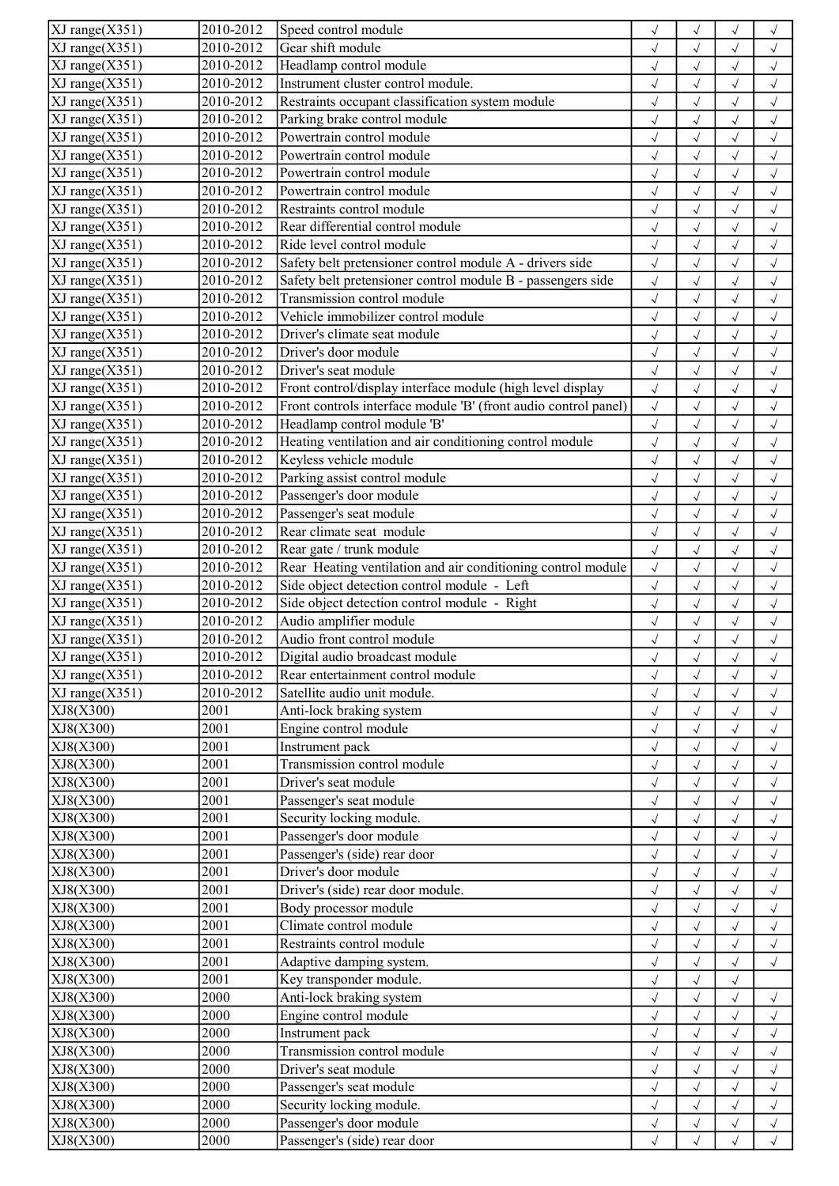| | | | | | | |
|---|---|---|---|---|---|---|
| XJ range(X351) | 2010-2012 | Speed control module | √ | √ | √ | √ |
| XJ range(X351) | 2010-2012 | Gear shift module | √ | √ | √ | √ |
| XJ range(X351) | 2010-2012 | Headlamp control module | √ | √ | √ | √ |
| XJ range(X351) | 2010-2012 | Instrument cluster control module. | √ | √ | √ | √ |
| XJ range(X351) | 2010-2012 | Restraints occupant classification system module | √ | √ | √ | √ |
| XJ range(X351) | 2010-2012 | Parking brake control module | √ | √ | √ | √ |
| XJ range(X351) | 2010-2012 | Powertrain control module | √ | √ | √ | √ |
| XJ range(X351) | 2010-2012 | Powertrain control module | √ | √ | √ | √ |
| XJ range(X351) | 2010-2012 | Powertrain control module | √ | √ | √ | √ |
| XJ range(X351) | 2010-2012 | Powertrain control module | √ | √ | √ | √ |
| XJ range(X351) | 2010-2012 | Restraints control module | √ | √ | √ | √ |
| XJ range(X351) | 2010-2012 | Rear differential control module | √ | √ | √ | √ |
| XJ range(X351) | 2010-2012 | Ride level control module | √ | √ | √ | √ |
| XJ range(X351) | 2010-2012 | Safety belt pretensioner control module A - drivers side | √ | √ | √ | √ |
| XJ range(X351) | 2010-2012 | Safety belt pretensioner control module B - passengers side | √ | √ | √ | √ |
| XJ range(X351) | 2010-2012 | Transmission control module | √ | √ | √ | √ |
| XJ range(X351) | 2010-2012 | Vehicle immobilizer control module | √ | √ | √ | √ |
| XJ range(X351) | 2010-2012 | Driver's climate seat module | √ | √ | √ | √ |
| XJ range(X351) | 2010-2012 | Driver's door module | √ | √ | √ | √ |
| XJ range(X351) | 2010-2012 | Driver's seat module | √ | √ | √ | √ |
| XJ range(X351) | 2010-2012 | Front control/display interface module (high level display | √ | √ | √ | √ |
| XJ range(X351) | 2010-2012 | Front controls interface module 'B' (front audio control panel) | √ | √ | √ | √ |
| XJ range(X351) | 2010-2012 | Headlamp control module 'B' | √ | √ | √ | √ |
| XJ range(X351) | 2010-2012 | Heating ventilation and air conditioning control module | √ | √ | √ | √ |
| XJ range(X351) | 2010-2012 | Keyless vehicle module | √ | √ | √ | √ |
| XJ range(X351) | 2010-2012 | Parking assist control module | √ | √ | √ | √ |
| XJ range(X351) | 2010-2012 | Passenger's door module | √ | √ | √ | √ |
| XJ range(X351) | 2010-2012 | Passenger's seat module | √ | √ | √ | √ |
| XJ range(X351) | 2010-2012 | Rear climate seat module | √ | √ | √ | √ |
| XJ range(X351) | 2010-2012 | Rear gate / trunk module | √ | √ | √ | √ |
| XJ range(X351) | 2010-2012 | Rear Heating ventilation and air conditioning control module | √ | √ | √ | √ |
| XJ range(X351) | 2010-2012 | Side object detection control module - Left | √ | √ | √ | √ |
| XJ range(X351) | 2010-2012 | Side object detection control module - Right | √ | √ | √ | √ |
| XJ range(X351) | 2010-2012 | Audio amplifier module | √ | √ | √ | √ |
| XJ range(X351) | 2010-2012 | Audio front control module | √ | √ | √ | √ |
| XJ range(X351) | 2010-2012 | Digital audio broadcast module | √ | √ | √ | √ |
| XJ range(X351) | 2010-2012 | Rear entertainment control module | √ | √ | √ | √ |
| XJ range(X351) | 2010-2012 | Satellite audio unit module. | √ | √ | √ | √ |
| XJ8(X300) | 2001 | Anti-lock braking system | √ | √ | √ | √ |
| XJ8(X300) | 2001 | Engine control module | √ | √ | √ | √ |
| XJ8(X300) | 2001 | Instrument pack | √ | √ | √ | √ |
| XJ8(X300) | 2001 | Transmission control module | √ | √ | √ | √ |
| XJ8(X300) | 2001 | Driver's seat module | √ | √ | √ | √ |
| XJ8(X300) | 2001 | Passenger's seat module | √ | √ | √ | √ |
| XJ8(X300) | 2001 | Security locking module. | √ | √ | √ | √ |
| XJ8(X300) | 2001 | Passenger's door module | √ | √ | √ | √ |
| XJ8(X300) | 2001 | Passenger's (side) rear door | √ | √ | √ | √ |
| XJ8(X300) | 2001 | Driver's door module | √ | √ | √ | √ |
| XJ8(X300) | 2001 | Driver's (side) rear door module. | √ | √ | √ | √ |
| XJ8(X300) | 2001 | Body processor module | √ | √ | √ | √ |
| XJ8(X300) | 2001 | Climate control module | √ | √ | √ | √ |
| XJ8(X300) | 2001 | Restraints control module | √ | √ | √ | √ |
| XJ8(X300) | 2001 | Adaptive damping system. | √ | √ | √ | √ |
| XJ8(X300) | 2001 | Key transponder module. | √ | √ | √ | |
| XJ8(X300) | 2000 | Anti-lock braking system | √ | √ | √ | √ |
| XJ8(X300) | 2000 | Engine control module | √ | √ | √ | √ |
| XJ8(X300) | 2000 | Instrument pack | √ | √ | √ | √ |
| XJ8(X300) | 2000 | Transmission control module | √ | √ | √ | √ |
| XJ8(X300) | 2000 | Driver's seat module | √ | √ | √ | √ |
| XJ8(X300) | 2000 | Passenger's seat module | √ | √ | √ | √ |
| XJ8(X300) | 2000 | Security locking module. | √ | √ | √ | √ |
| XJ8(X300) | 2000 | Passenger's door module | √ | √ | √ | √ |
| XJ8(X300) | 2000 | Passenger's (side) rear door | √ | √ | √ | √ |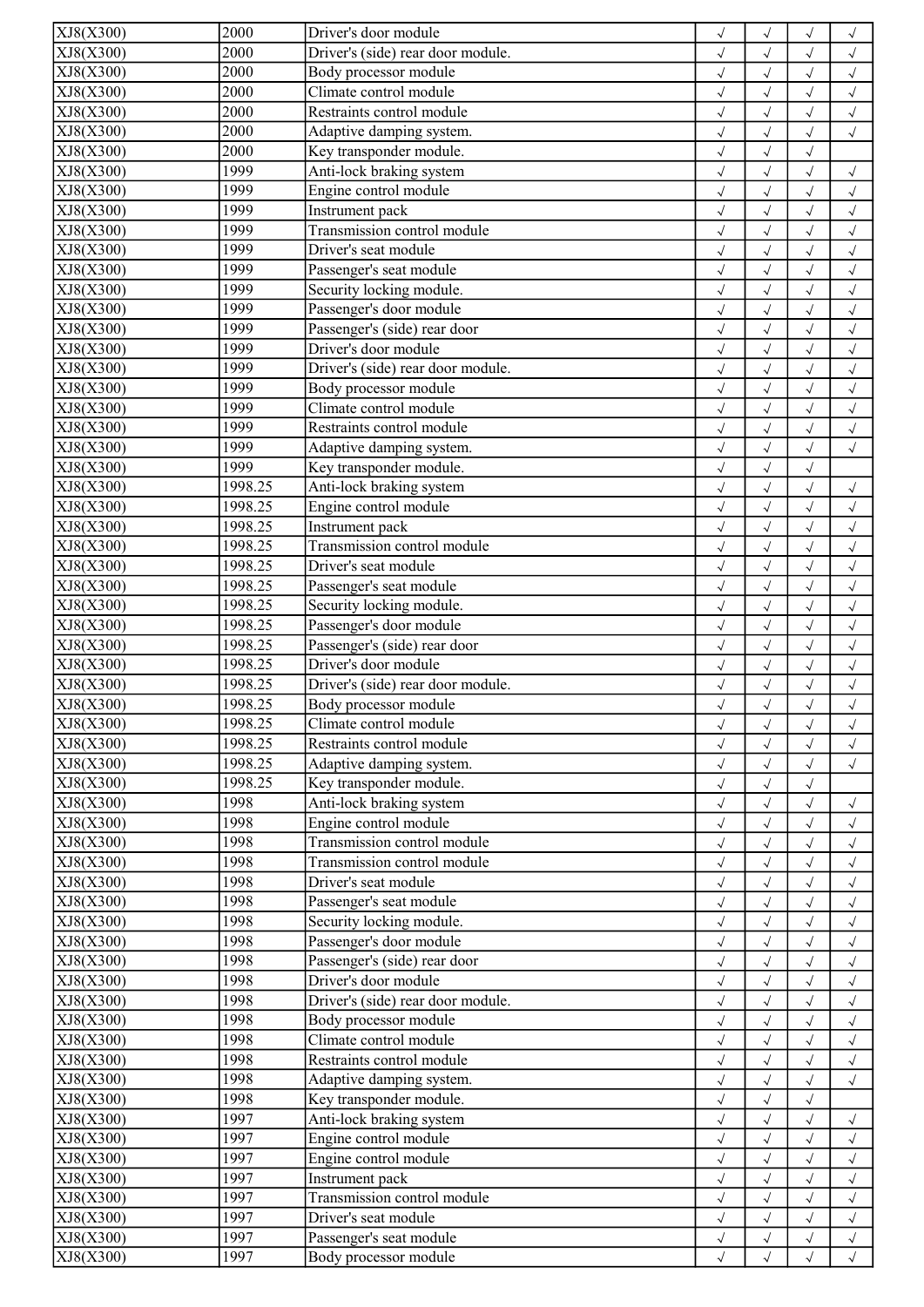| XJ8(X300) | 2000 | Driver's door module | √ | √ | √ | √ |
|---|---|---|---|---|---|---|
| XJ8(X300) | 2000 | Driver's (side) rear door module. | √ | √ | √ | √ |
| XJ8(X300) | 2000 | Body processor module | √ | √ | √ | √ |
| XJ8(X300) | 2000 | Climate control module | √ | √ | √ | √ |
| XJ8(X300) | 2000 | Restraints control module | √ | √ | √ | √ |
| XJ8(X300) | 2000 | Adaptive damping system. | √ | √ | √ | √ |
| XJ8(X300) | 2000 | Key transponder module. | √ | √ | √ | |
| XJ8(X300) | 1999 | Anti-lock braking system | √ | √ | √ | √ |
| XJ8(X300) | 1999 | Engine control module | √ | √ | √ | √ |
| XJ8(X300) | 1999 | Instrument pack | √ | √ | √ | √ |
| XJ8(X300) | 1999 | Transmission control module | √ | √ | √ | √ |
| XJ8(X300) | 1999 | Driver's seat module | √ | √ | √ | √ |
| XJ8(X300) | 1999 | Passenger's seat module | √ | √ | √ | √ |
| XJ8(X300) | 1999 | Security locking module. | √ | √ | √ | √ |
| XJ8(X300) | 1999 | Passenger's door module | √ | √ | √ | √ |
| XJ8(X300) | 1999 | Passenger's (side) rear door | √ | √ | √ | √ |
| XJ8(X300) | 1999 | Driver's door module | √ | √ | √ | √ |
| XJ8(X300) | 1999 | Driver's (side) rear door module. | √ | √ | √ | √ |
| XJ8(X300) | 1999 | Body processor module | √ | √ | √ | √ |
| XJ8(X300) | 1999 | Climate control module | √ | √ | √ | √ |
| XJ8(X300) | 1999 | Restraints control module | √ | √ | √ | √ |
| XJ8(X300) | 1999 | Adaptive damping system. | √ | √ | √ | √ |
| XJ8(X300) | 1999 | Key transponder module. | √ | √ | √ | |
| XJ8(X300) | 1998.25 | Anti-lock braking system | √ | √ | √ | √ |
| XJ8(X300) | 1998.25 | Engine control module | √ | √ | √ | √ |
| XJ8(X300) | 1998.25 | Instrument pack | √ | √ | √ | √ |
| XJ8(X300) | 1998.25 | Transmission control module | √ | √ | √ | √ |
| XJ8(X300) | 1998.25 | Driver's seat module | √ | √ | √ | √ |
| XJ8(X300) | 1998.25 | Passenger's seat module | √ | √ | √ | √ |
| XJ8(X300) | 1998.25 | Security locking module. | √ | √ | √ | √ |
| XJ8(X300) | 1998.25 | Passenger's door module | √ | √ | √ | √ |
| XJ8(X300) | 1998.25 | Passenger's (side) rear door | √ | √ | √ | √ |
| XJ8(X300) | 1998.25 | Driver's door module | √ | √ | √ | √ |
| XJ8(X300) | 1998.25 | Driver's (side) rear door module. | √ | √ | √ | √ |
| XJ8(X300) | 1998.25 | Body processor module | √ | √ | √ | √ |
| XJ8(X300) | 1998.25 | Climate control module | √ | √ | √ | √ |
| XJ8(X300) | 1998.25 | Restraints control module | √ | √ | √ | √ |
| XJ8(X300) | 1998.25 | Adaptive damping system. | √ | √ | √ | √ |
| XJ8(X300) | 1998.25 | Key transponder module. | √ | √ | √ | |
| XJ8(X300) | 1998 | Anti-lock braking system | √ | √ | √ | √ |
| XJ8(X300) | 1998 | Engine control module | √ | √ | √ | √ |
| XJ8(X300) | 1998 | Transmission control module | √ | √ | √ | √ |
| XJ8(X300) | 1998 | Transmission control module | √ | √ | √ | √ |
| XJ8(X300) | 1998 | Driver's seat module | √ | √ | √ | √ |
| XJ8(X300) | 1998 | Passenger's seat module | √ | √ | √ | √ |
| XJ8(X300) | 1998 | Security locking module. | √ | √ | √ | √ |
| XJ8(X300) | 1998 | Passenger's door module | √ | √ | √ | √ |
| XJ8(X300) | 1998 | Passenger's (side) rear door | √ | √ | √ | √ |
| XJ8(X300) | 1998 | Driver's door module | √ | √ | √ | √ |
| XJ8(X300) | 1998 | Driver's (side) rear door module. | √ | √ | √ | √ |
| XJ8(X300) | 1998 | Body processor module | √ | √ | √ | √ |
| XJ8(X300) | 1998 | Climate control module | √ | √ | √ | √ |
| XJ8(X300) | 1998 | Restraints control module | √ | √ | √ | √ |
| XJ8(X300) | 1998 | Adaptive damping system. | √ | √ | √ | √ |
| XJ8(X300) | 1998 | Key transponder module. | √ | √ | √ | |
| XJ8(X300) | 1997 | Anti-lock braking system | √ | √ | √ | √ |
| XJ8(X300) | 1997 | Engine control module | √ | √ | √ | √ |
| XJ8(X300) | 1997 | Engine control module | √ | √ | √ | √ |
| XJ8(X300) | 1997 | Instrument pack | √ | √ | √ | √ |
| XJ8(X300) | 1997 | Transmission control module | √ | √ | √ | √ |
| XJ8(X300) | 1997 | Driver's seat module | √ | √ | √ | √ |
| XJ8(X300) | 1997 | Passenger's seat module | √ | √ | √ | √ |
| XJ8(X300) | 1997 | Body processor module | √ | √ | √ | √ |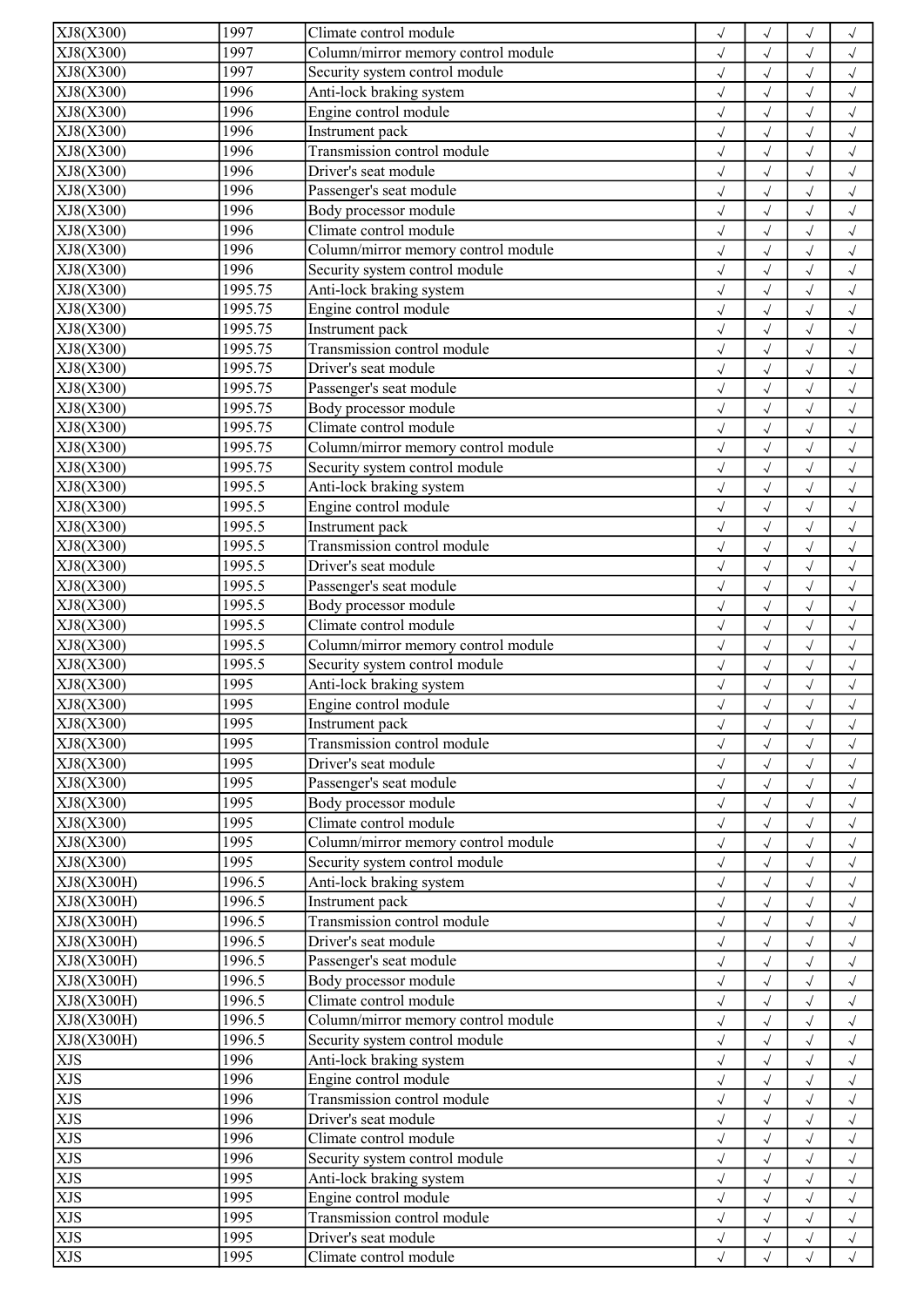| XJ8(X300) | 1997 | Climate control module | √ | √ | √ | √ |
|---|---|---|---|---|---|---|
| XJ8(X300) | 1997 | Column/mirror memory control module | √ | √ | √ | √ |
| XJ8(X300) | 1997 | Security system control module | √ | √ | √ | √ |
| XJ8(X300) | 1996 | Anti-lock braking system | √ | √ | √ | √ |
| XJ8(X300) | 1996 | Engine control module | √ | √ | √ | √ |
| XJ8(X300) | 1996 | Instrument pack | √ | √ | √ | √ |
| XJ8(X300) | 1996 | Transmission control module | √ | √ | √ | √ |
| XJ8(X300) | 1996 | Driver's seat module | √ | √ | √ | √ |
| XJ8(X300) | 1996 | Passenger's seat module | √ | √ | √ | √ |
| XJ8(X300) | 1996 | Body processor module | √ | √ | √ | √ |
| XJ8(X300) | 1996 | Climate control module | √ | √ | √ | √ |
| XJ8(X300) | 1996 | Column/mirror memory control module | √ | √ | √ | √ |
| XJ8(X300) | 1996 | Security system control module | √ | √ | √ | √ |
| XJ8(X300) | 1995.75 | Anti-lock braking system | √ | √ | √ | √ |
| XJ8(X300) | 1995.75 | Engine control module | √ | √ | √ | √ |
| XJ8(X300) | 1995.75 | Instrument pack | √ | √ | √ | √ |
| XJ8(X300) | 1995.75 | Transmission control module | √ | √ | √ | √ |
| XJ8(X300) | 1995.75 | Driver's seat module | √ | √ | √ | √ |
| XJ8(X300) | 1995.75 | Passenger's seat module | √ | √ | √ | √ |
| XJ8(X300) | 1995.75 | Body processor module | √ | √ | √ | √ |
| XJ8(X300) | 1995.75 | Climate control module | √ | √ | √ | √ |
| XJ8(X300) | 1995.75 | Column/mirror memory control module | √ | √ | √ | √ |
| XJ8(X300) | 1995.75 | Security system control module | √ | √ | √ | √ |
| XJ8(X300) | 1995.5 | Anti-lock braking system | √ | √ | √ | √ |
| XJ8(X300) | 1995.5 | Engine control module | √ | √ | √ | √ |
| XJ8(X300) | 1995.5 | Instrument pack | √ | √ | √ | √ |
| XJ8(X300) | 1995.5 | Transmission control module | √ | √ | √ | √ |
| XJ8(X300) | 1995.5 | Driver's seat module | √ | √ | √ | √ |
| XJ8(X300) | 1995.5 | Passenger's seat module | √ | √ | √ | √ |
| XJ8(X300) | 1995.5 | Body processor module | √ | √ | √ | √ |
| XJ8(X300) | 1995.5 | Climate control module | √ | √ | √ | √ |
| XJ8(X300) | 1995.5 | Column/mirror memory control module | √ | √ | √ | √ |
| XJ8(X300) | 1995.5 | Security system control module | √ | √ | √ | √ |
| XJ8(X300) | 1995 | Anti-lock braking system | √ | √ | √ | √ |
| XJ8(X300) | 1995 | Engine control module | √ | √ | √ | √ |
| XJ8(X300) | 1995 | Instrument pack | √ | √ | √ | √ |
| XJ8(X300) | 1995 | Transmission control module | √ | √ | √ | √ |
| XJ8(X300) | 1995 | Driver's seat module | √ | √ | √ | √ |
| XJ8(X300) | 1995 | Passenger's seat module | √ | √ | √ | √ |
| XJ8(X300) | 1995 | Body processor module | √ | √ | √ | √ |
| XJ8(X300) | 1995 | Climate control module | √ | √ | √ | √ |
| XJ8(X300) | 1995 | Column/mirror memory control module | √ | √ | √ | √ |
| XJ8(X300) | 1995 | Security system control module | √ | √ | √ | √ |
| XJ8(X300H) | 1996.5 | Anti-lock braking system | √ | √ | √ | √ |
| XJ8(X300H) | 1996.5 | Instrument pack | √ | √ | √ | √ |
| XJ8(X300H) | 1996.5 | Transmission control module | √ | √ | √ | √ |
| XJ8(X300H) | 1996.5 | Driver's seat module | √ | √ | √ | √ |
| XJ8(X300H) | 1996.5 | Passenger's seat module | √ | √ | √ | √ |
| XJ8(X300H) | 1996.5 | Body processor module | √ | √ | √ | √ |
| XJ8(X300H) | 1996.5 | Climate control module | √ | √ | √ | √ |
| XJ8(X300H) | 1996.5 | Column/mirror memory control module | √ | √ | √ | √ |
| XJ8(X300H) | 1996.5 | Security system control module | √ | √ | √ | √ |
| XJS | 1996 | Anti-lock braking system | √ | √ | √ | √ |
| XJS | 1996 | Engine control module | √ | √ | √ | √ |
| XJS | 1996 | Transmission control module | √ | √ | √ | √ |
| XJS | 1996 | Driver's seat module | √ | √ | √ | √ |
| XJS | 1996 | Climate control module | √ | √ | √ | √ |
| XJS | 1996 | Security system control module | √ | √ | √ | √ |
| XJS | 1995 | Anti-lock braking system | √ | √ | √ | √ |
| XJS | 1995 | Engine control module | √ | √ | √ | √ |
| XJS | 1995 | Transmission control module | √ | √ | √ | √ |
| XJS | 1995 | Driver's seat module | √ | √ | √ | √ |
| XJS | 1995 | Climate control module | √ | √ | √ | √ |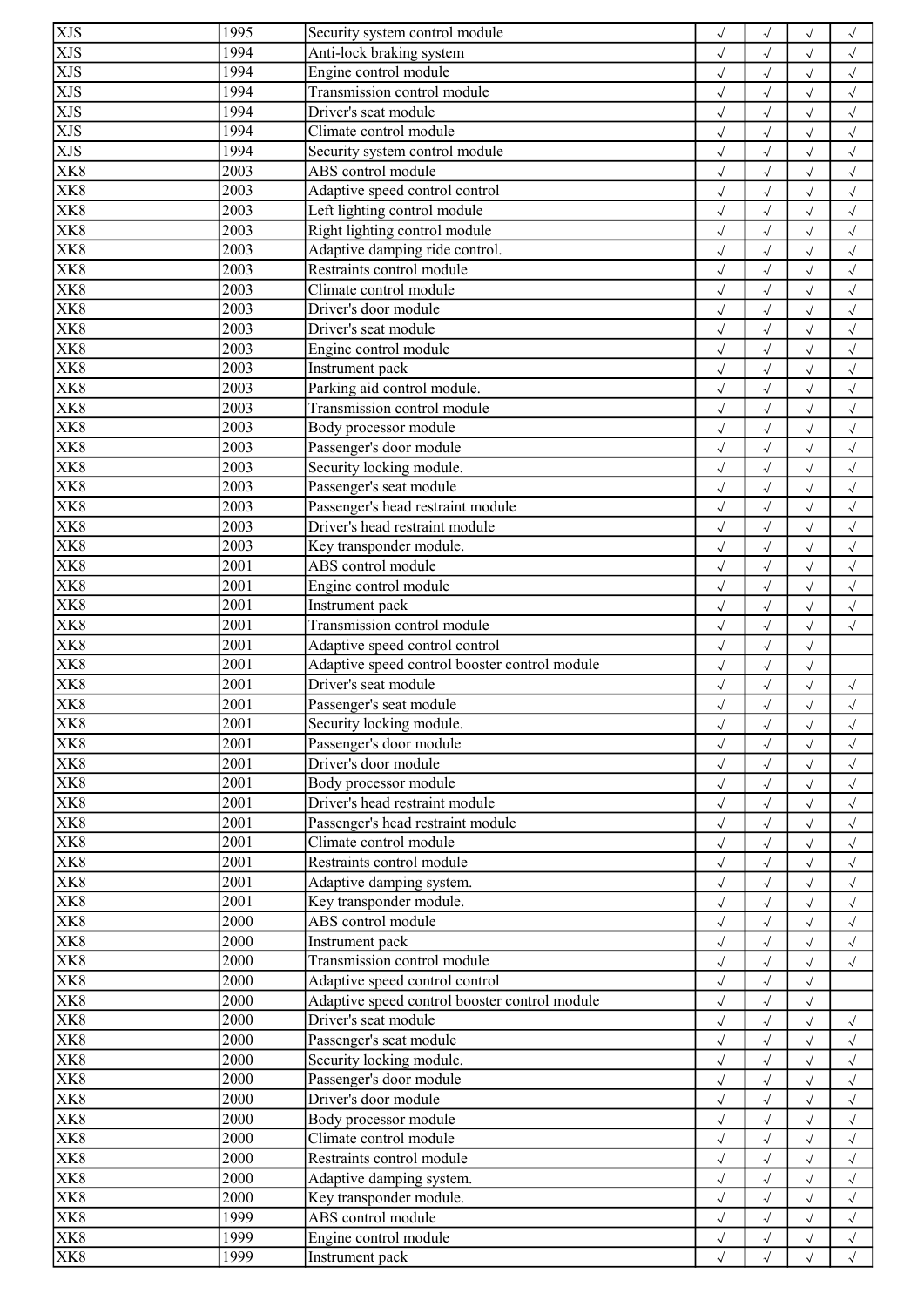| XJS | 1995 | Security system control module | √ | √ | √ | √ |
|---|---|---|---|---|---|---|
| XJS | 1994 | Anti-lock braking system | √ | √ | √ | √ |
| XJS | 1994 | Engine control module | √ | √ | √ | √ |
| XJS | 1994 | Transmission control module | √ | √ | √ | √ |
| XJS | 1994 | Driver's seat module | √ | √ | √ | √ |
| XJS | 1994 | Climate control module | √ | √ | √ | √ |
| XJS | 1994 | Security system control module | √ | √ | √ | √ |
| XK8 | 2003 | ABS control module | √ | √ | √ | √ |
| XK8 | 2003 | Adaptive speed control control | √ | √ | √ | √ |
| XK8 | 2003 | Left lighting control module | √ | √ | √ | √ |
| XK8 | 2003 | Right lighting control module | √ | √ | √ | √ |
| XK8 | 2003 | Adaptive damping ride control. | √ | √ | √ | √ |
| XK8 | 2003 | Restraints control module | √ | √ | √ | √ |
| XK8 | 2003 | Climate control module | √ | √ | √ | √ |
| XK8 | 2003 | Driver's door module | √ | √ | √ | √ |
| XK8 | 2003 | Driver's seat module | √ | √ | √ | √ |
| XK8 | 2003 | Engine control module | √ | √ | √ | √ |
| XK8 | 2003 | Instrument pack | √ | √ | √ | √ |
| XK8 | 2003 | Parking aid control module. | √ | √ | √ | √ |
| XK8 | 2003 | Transmission control module | √ | √ | √ | √ |
| XK8 | 2003 | Body processor module | √ | √ | √ | √ |
| XK8 | 2003 | Passenger's door module | √ | √ | √ | √ |
| XK8 | 2003 | Security locking module. | √ | √ | √ | √ |
| XK8 | 2003 | Passenger's seat module | √ | √ | √ | √ |
| XK8 | 2003 | Passenger's head restraint module | √ | √ | √ | √ |
| XK8 | 2003 | Driver's head restraint module | √ | √ | √ | √ |
| XK8 | 2003 | Key transponder module. | √ | √ | √ | √ |
| XK8 | 2001 | ABS control module | √ | √ | √ | √ |
| XK8 | 2001 | Engine control module | √ | √ | √ | √ |
| XK8 | 2001 | Instrument pack | √ | √ | √ | √ |
| XK8 | 2001 | Transmission control module | √ | √ | √ | √ |
| XK8 | 2001 | Adaptive speed control control | √ | √ | √ | |
| XK8 | 2001 | Adaptive speed control booster control module | √ | √ | √ | |
| XK8 | 2001 | Driver's seat module | √ | √ | √ | √ |
| XK8 | 2001 | Passenger's seat module | √ | √ | √ | √ |
| XK8 | 2001 | Security locking module. | √ | √ | √ | √ |
| XK8 | 2001 | Passenger's door module | √ | √ | √ | √ |
| XK8 | 2001 | Driver's door module | √ | √ | √ | √ |
| XK8 | 2001 | Body processor module | √ | √ | √ | √ |
| XK8 | 2001 | Driver's head restraint module | √ | √ | √ | √ |
| XK8 | 2001 | Passenger's head restraint module | √ | √ | √ | √ |
| XK8 | 2001 | Climate control module | √ | √ | √ | √ |
| XK8 | 2001 | Restraints control module | √ | √ | √ | √ |
| XK8 | 2001 | Adaptive damping system. | √ | √ | √ | √ |
| XK8 | 2001 | Key transponder module. | √ | √ | √ | √ |
| XK8 | 2000 | ABS control module | √ | √ | √ | √ |
| XK8 | 2000 | Instrument pack | √ | √ | √ | √ |
| XK8 | 2000 | Transmission control module | √ | √ | √ | √ |
| XK8 | 2000 | Adaptive speed control control | √ | √ | √ | |
| XK8 | 2000 | Adaptive speed control booster control module | √ | √ | √ | |
| XK8 | 2000 | Driver's seat module | √ | √ | √ | √ |
| XK8 | 2000 | Passenger's seat module | √ | √ | √ | √ |
| XK8 | 2000 | Security locking module. | √ | √ | √ | √ |
| XK8 | 2000 | Passenger's door module | √ | √ | √ | √ |
| XK8 | 2000 | Driver's door module | √ | √ | √ | √ |
| XK8 | 2000 | Body processor module | √ | √ | √ | √ |
| XK8 | 2000 | Climate control module | √ | √ | √ | √ |
| XK8 | 2000 | Restraints control module | √ | √ | √ | √ |
| XK8 | 2000 | Adaptive damping system. | √ | √ | √ | √ |
| XK8 | 2000 | Key transponder module. | √ | √ | √ | √ |
| XK8 | 1999 | ABS control module | √ | √ | √ | √ |
| XK8 | 1999 | Engine control module | √ | √ | √ | √ |
| XK8 | 1999 | Instrument pack | √ | √ | √ | √ |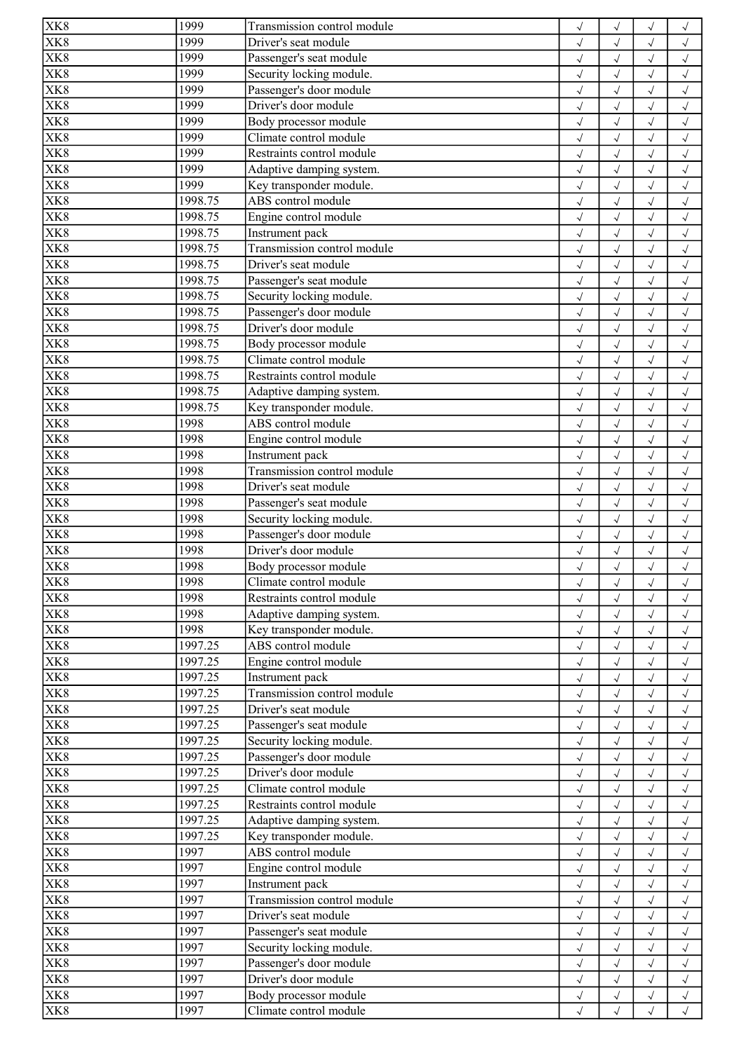| | | | | | | |
|---|---|---|---|---|---|---|
| XK8 | 1999 | Transmission control module | √ | √ | √ | √ |
| XK8 | 1999 | Driver's seat module | √ | √ | √ | √ |
| XK8 | 1999 | Passenger's seat module | √ | √ | √ | √ |
| XK8 | 1999 | Security locking module. | √ | √ | √ | √ |
| XK8 | 1999 | Passenger's door module | √ | √ | √ | √ |
| XK8 | 1999 | Driver's door module | √ | √ | √ | √ |
| XK8 | 1999 | Body processor module | √ | √ | √ | √ |
| XK8 | 1999 | Climate control module | √ | √ | √ | √ |
| XK8 | 1999 | Restraints control module | √ | √ | √ | √ |
| XK8 | 1999 | Adaptive damping system. | √ | √ | √ | √ |
| XK8 | 1999 | Key transponder module. | √ | √ | √ | √ |
| XK8 | 1998.75 | ABS control module | √ | √ | √ | √ |
| XK8 | 1998.75 | Engine control module | √ | √ | √ | √ |
| XK8 | 1998.75 | Instrument pack | √ | √ | √ | √ |
| XK8 | 1998.75 | Transmission control module | √ | √ | √ | √ |
| XK8 | 1998.75 | Driver's seat module | √ | √ | √ | √ |
| XK8 | 1998.75 | Passenger's seat module | √ | √ | √ | √ |
| XK8 | 1998.75 | Security locking module. | √ | √ | √ | √ |
| XK8 | 1998.75 | Passenger's door module | √ | √ | √ | √ |
| XK8 | 1998.75 | Driver's door module | √ | √ | √ | √ |
| XK8 | 1998.75 | Body processor module | √ | √ | √ | √ |
| XK8 | 1998.75 | Climate control module | √ | √ | √ | √ |
| XK8 | 1998.75 | Restraints control module | √ | √ | √ | √ |
| XK8 | 1998.75 | Adaptive damping system. | √ | √ | √ | √ |
| XK8 | 1998.75 | Key transponder module. | √ | √ | √ | √ |
| XK8 | 1998 | ABS control module | √ | √ | √ | √ |
| XK8 | 1998 | Engine control module | √ | √ | √ | √ |
| XK8 | 1998 | Instrument pack | √ | √ | √ | √ |
| XK8 | 1998 | Transmission control module | √ | √ | √ | √ |
| XK8 | 1998 | Driver's seat module | √ | √ | √ | √ |
| XK8 | 1998 | Passenger's seat module | √ | √ | √ | √ |
| XK8 | 1998 | Security locking module. | √ | √ | √ | √ |
| XK8 | 1998 | Passenger's door module | √ | √ | √ | √ |
| XK8 | 1998 | Driver's door module | √ | √ | √ | √ |
| XK8 | 1998 | Body processor module | √ | √ | √ | √ |
| XK8 | 1998 | Climate control module | √ | √ | √ | √ |
| XK8 | 1998 | Restraints control module | √ | √ | √ | √ |
| XK8 | 1998 | Adaptive damping system. | √ | √ | √ | √ |
| XK8 | 1998 | Key transponder module. | √ | √ | √ | √ |
| XK8 | 1997.25 | ABS control module | √ | √ | √ | √ |
| XK8 | 1997.25 | Engine control module | √ | √ | √ | √ |
| XK8 | 1997.25 | Instrument pack | √ | √ | √ | √ |
| XK8 | 1997.25 | Transmission control module | √ | √ | √ | √ |
| XK8 | 1997.25 | Driver's seat module | √ | √ | √ | √ |
| XK8 | 1997.25 | Passenger's seat module | √ | √ | √ | √ |
| XK8 | 1997.25 | Security locking module. | √ | √ | √ | √ |
| XK8 | 1997.25 | Passenger's door module | √ | √ | √ | √ |
| XK8 | 1997.25 | Driver's door module | √ | √ | √ | √ |
| XK8 | 1997.25 | Climate control module | √ | √ | √ | √ |
| XK8 | 1997.25 | Restraints control module | √ | √ | √ | √ |
| XK8 | 1997.25 | Adaptive damping system. | √ | √ | √ | √ |
| XK8 | 1997.25 | Key transponder module. | √ | √ | √ | √ |
| XK8 | 1997 | ABS control module | √ | √ | √ | √ |
| XK8 | 1997 | Engine control module | √ | √ | √ | √ |
| XK8 | 1997 | Instrument pack | √ | √ | √ | √ |
| XK8 | 1997 | Transmission control module | √ | √ | √ | √ |
| XK8 | 1997 | Driver's seat module | √ | √ | √ | √ |
| XK8 | 1997 | Passenger's seat module | √ | √ | √ | √ |
| XK8 | 1997 | Security locking module. | √ | √ | √ | √ |
| XK8 | 1997 | Passenger's door module | √ | √ | √ | √ |
| XK8 | 1997 | Driver's door module | √ | √ | √ | √ |
| XK8 | 1997 | Body processor module | √ | √ | √ | √ |
| XK8 | 1997 | Climate control module | √ | √ | √ | √ |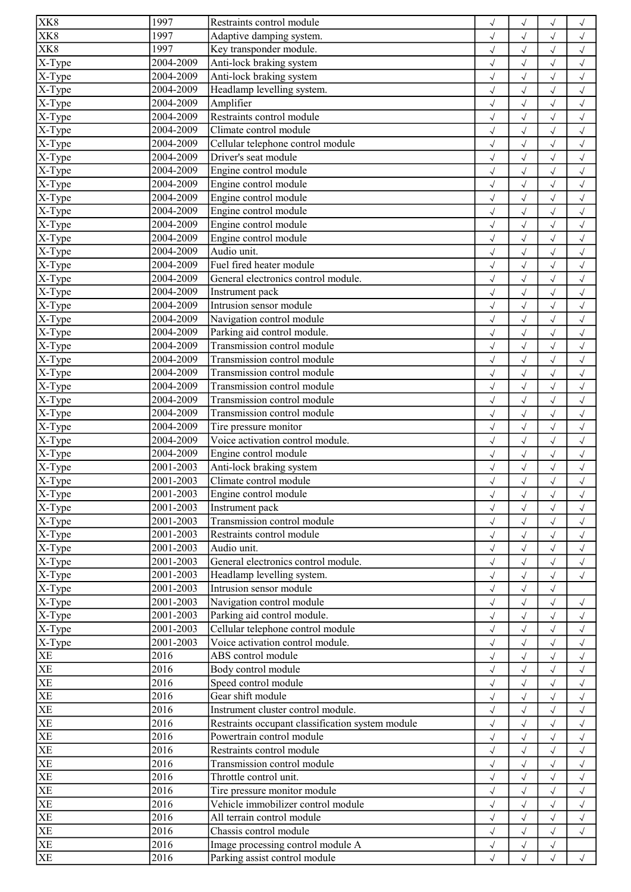| | | | | | | |
|---|---|---|---|---|---|---|
| XK8 | 1997 | Restraints control module | √ | √ | √ | √ |
| XK8 | 1997 | Adaptive damping system. | √ | √ | √ | √ |
| XK8 | 1997 | Key transponder module. | √ | √ | √ | √ |
| X-Type | 2004-2009 | Anti-lock braking system | √ | √ | √ | √ |
| X-Type | 2004-2009 | Anti-lock braking system | √ | √ | √ | √ |
| X-Type | 2004-2009 | Headlamp levelling system. | √ | √ | √ | √ |
| X-Type | 2004-2009 | Amplifier | √ | √ | √ | √ |
| X-Type | 2004-2009 | Restraints control module | √ | √ | √ | √ |
| X-Type | 2004-2009 | Climate control module | √ | √ | √ | √ |
| X-Type | 2004-2009 | Cellular telephone control module | √ | √ | √ | √ |
| X-Type | 2004-2009 | Driver's seat module | √ | √ | √ | √ |
| X-Type | 2004-2009 | Engine control module | √ | √ | √ | √ |
| X-Type | 2004-2009 | Engine control module | √ | √ | √ | √ |
| X-Type | 2004-2009 | Engine control module | √ | √ | √ | √ |
| X-Type | 2004-2009 | Engine control module | √ | √ | √ | √ |
| X-Type | 2004-2009 | Engine control module | √ | √ | √ | √ |
| X-Type | 2004-2009 | Engine control module | √ | √ | √ | √ |
| X-Type | 2004-2009 | Audio unit. | √ | √ | √ | √ |
| X-Type | 2004-2009 | Fuel fired heater module | √ | √ | √ | √ |
| X-Type | 2004-2009 | General electronics control module. | √ | √ | √ | √ |
| X-Type | 2004-2009 | Instrument pack | √ | √ | √ | √ |
| X-Type | 2004-2009 | Intrusion sensor module | √ | √ | √ | √ |
| X-Type | 2004-2009 | Navigation control module | √ | √ | √ | √ |
| X-Type | 2004-2009 | Parking aid control module. | √ | √ | √ | √ |
| X-Type | 2004-2009 | Transmission control module | √ | √ | √ | √ |
| X-Type | 2004-2009 | Transmission control module | √ | √ | √ | √ |
| X-Type | 2004-2009 | Transmission control module | √ | √ | √ | √ |
| X-Type | 2004-2009 | Transmission control module | √ | √ | √ | √ |
| X-Type | 2004-2009 | Transmission control module | √ | √ | √ | √ |
| X-Type | 2004-2009 | Transmission control module | √ | √ | √ | √ |
| X-Type | 2004-2009 | Tire pressure monitor | √ | √ | √ | √ |
| X-Type | 2004-2009 | Voice activation control module. | √ | √ | √ | √ |
| X-Type | 2004-2009 | Engine control module | √ | √ | √ | √ |
| X-Type | 2001-2003 | Anti-lock braking system | √ | √ | √ | √ |
| X-Type | 2001-2003 | Climate control module | √ | √ | √ | √ |
| X-Type | 2001-2003 | Engine control module | √ | √ | √ | √ |
| X-Type | 2001-2003 | Instrument pack | √ | √ | √ | √ |
| X-Type | 2001-2003 | Transmission control module | √ | √ | √ | √ |
| X-Type | 2001-2003 | Restraints control module | √ | √ | √ | √ |
| X-Type | 2001-2003 | Audio unit. | √ | √ | √ | √ |
| X-Type | 2001-2003 | General electronics control module. | √ | √ | √ | √ |
| X-Type | 2001-2003 | Headlamp levelling system. | √ | √ | √ | √ |
| X-Type | 2001-2003 | Intrusion sensor module | √ | √ | √ | |
| X-Type | 2001-2003 | Navigation control module | √ | √ | √ | √ |
| X-Type | 2001-2003 | Parking aid control module. | √ | √ | √ | √ |
| X-Type | 2001-2003 | Cellular telephone control module | √ | √ | √ | √ |
| X-Type | 2001-2003 | Voice activation control module. | √ | √ | √ | √ |
| XE | 2016 | ABS control module | √ | √ | √ | √ |
| XE | 2016 | Body control module | √ | √ | √ | √ |
| XE | 2016 | Speed control module | √ | √ | √ | √ |
| XE | 2016 | Gear shift module | √ | √ | √ | √ |
| XE | 2016 | Instrument cluster control module. | √ | √ | √ | √ |
| XE | 2016 | Restraints occupant classification system module | √ | √ | √ | √ |
| XE | 2016 | Powertrain control module | √ | √ | √ | √ |
| XE | 2016 | Restraints control module | √ | √ | √ | √ |
| XE | 2016 | Transmission control module | √ | √ | √ | √ |
| XE | 2016 | Throttle control unit. | √ | √ | √ | √ |
| XE | 2016 | Tire pressure monitor module | √ | √ | √ | √ |
| XE | 2016 | Vehicle immobilizer control module | √ | √ | √ | √ |
| XE | 2016 | All terrain control module | √ | √ | √ | √ |
| XE | 2016 | Chassis control module | √ | √ | √ | √ |
| XE | 2016 | Image processing control module A | √ | √ | √ | |
| XE | 2016 | Parking assist control module | √ | √ | √ | √ |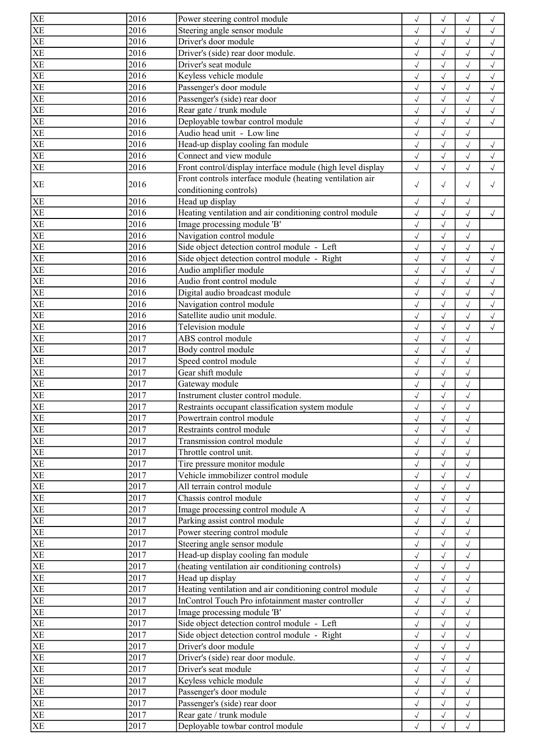| XE | 2016 | Power steering control module | √ | √ | √ | √ |
|---|---|---|---|---|---|---|
| XE | 2016 | Steering angle sensor module | √ | √ | √ | √ |
| XE | 2016 | Driver's door module | √ | √ | √ | √ |
| XE | 2016 | Driver's (side) rear door module. | √ | √ | √ | √ |
| XE | 2016 | Driver's seat module | √ | √ | √ | √ |
| XE | 2016 | Keyless vehicle module | √ | √ | √ | √ |
| XE | 2016 | Passenger's door module | √ | √ | √ | √ |
| XE | 2016 | Passenger's (side) rear door | √ | √ | √ | √ |
| XE | 2016 | Rear gate / trunk module | √ | √ | √ | √ |
| XE | 2016 | Deployable towbar control module | √ | √ | √ | √ |
| XE | 2016 | Audio head unit - Low line | √ | √ | √ | |
| XE | 2016 | Head-up display cooling fan module | √ | √ | √ | √ |
| XE | 2016 | Connect and view module | √ | √ | √ | √ |
| XE | 2016 | Front control/display interface module (high level display | √ | √ | √ | √ |
| XE | 2016 | Front controls interface module (heating ventilation air conditioning controls) | √ | √ | √ | √ |
| XE | 2016 | Head up display | √ | √ | √ | |
| XE | 2016 | Heating ventilation and air conditioning control module | √ | √ | √ | √ |
| XE | 2016 | Image processing module 'B' | √ | √ | √ | |
| XE | 2016 | Navigation control module | √ | √ | √ | |
| XE | 2016 | Side object detection control module - Left | √ | √ | √ | √ |
| XE | 2016 | Side object detection control module - Right | √ | √ | √ | √ |
| XE | 2016 | Audio amplifier module | √ | √ | √ | √ |
| XE | 2016 | Audio front control module | √ | √ | √ | √ |
| XE | 2016 | Digital audio broadcast module | √ | √ | √ | √ |
| XE | 2016 | Navigation control module | √ | √ | √ | √ |
| XE | 2016 | Satellite audio unit module. | √ | √ | √ | √ |
| XE | 2016 | Television module | √ | √ | √ | √ |
| XE | 2017 | ABS control module | √ | √ | √ | |
| XE | 2017 | Body control module | √ | √ | √ | |
| XE | 2017 | Speed control module | √ | √ | √ | |
| XE | 2017 | Gear shift module | √ | √ | √ | |
| XE | 2017 | Gateway module | √ | √ | √ | |
| XE | 2017 | Instrument cluster control module. | √ | √ | √ | |
| XE | 2017 | Restraints occupant classification system module | √ | √ | √ | |
| XE | 2017 | Powertrain control module | √ | √ | √ | |
| XE | 2017 | Restraints control module | √ | √ | √ | |
| XE | 2017 | Transmission control module | √ | √ | √ | |
| XE | 2017 | Throttle control unit. | √ | √ | √ | |
| XE | 2017 | Tire pressure monitor module | √ | √ | √ | |
| XE | 2017 | Vehicle immobilizer control module | √ | √ | √ | |
| XE | 2017 | All terrain control module | √ | √ | √ | |
| XE | 2017 | Chassis control module | √ | √ | √ | |
| XE | 2017 | Image processing control module A | √ | √ | √ | |
| XE | 2017 | Parking assist control module | √ | √ | √ | |
| XE | 2017 | Power steering control module | √ | √ | √ | |
| XE | 2017 | Steering angle sensor module | √ | √ | √ | |
| XE | 2017 | Head-up display cooling fan module | √ | √ | √ | |
| XE | 2017 | (heating ventilation air conditioning controls) | √ | √ | √ | |
| XE | 2017 | Head up display | √ | √ | √ | |
| XE | 2017 | Heating ventilation and air conditioning control module | √ | √ | √ | |
| XE | 2017 | InControl Touch Pro infotainment master controller | √ | √ | √ | |
| XE | 2017 | Image processing module 'B' | √ | √ | √ | |
| XE | 2017 | Side object detection control module - Left | √ | √ | √ | |
| XE | 2017 | Side object detection control module - Right | √ | √ | √ | |
| XE | 2017 | Driver's door module | √ | √ | √ | |
| XE | 2017 | Driver's (side) rear door module. | √ | √ | √ | |
| XE | 2017 | Driver's seat module | √ | √ | √ | |
| XE | 2017 | Keyless vehicle module | √ | √ | √ | |
| XE | 2017 | Passenger's door module | √ | √ | √ | |
| XE | 2017 | Passenger's (side) rear door | √ | √ | √ | |
| XE | 2017 | Rear gate / trunk module | √ | √ | √ | |
| XE | 2017 | Deployable towbar control module | √ | √ | √ | |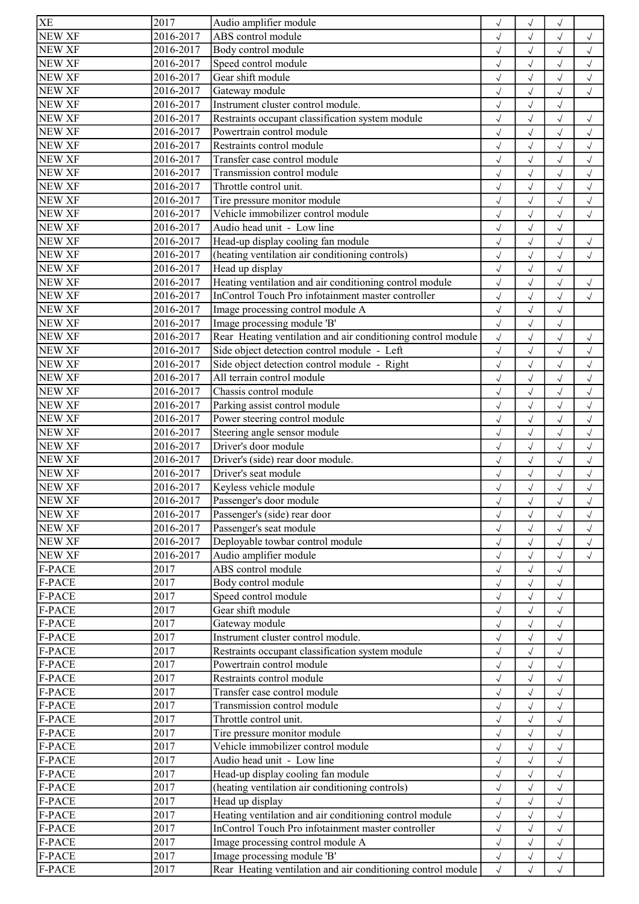| XE | 2017 | Audio amplifier module | √ | √ | √ | |
|---|---|---|---|---|---|---|
| NEW XF | 2016-2017 | ABS control module | √ | √ | √ | √ |
| NEW XF | 2016-2017 | Body control module | √ | √ | √ | √ |
| NEW XF | 2016-2017 | Speed control module | √ | √ | √ | √ |
| NEW XF | 2016-2017 | Gear shift module | √ | √ | √ | √ |
| NEW XF | 2016-2017 | Gateway module | √ | √ | √ | √ |
| NEW XF | 2016-2017 | Instrument cluster control module. | √ | √ | √ | |
| NEW XF | 2016-2017 | Restraints occupant classification system module | √ | √ | √ | √ |
| NEW XF | 2016-2017 | Powertrain control module | √ | √ | √ | √ |
| NEW XF | 2016-2017 | Restraints control module | √ | √ | √ | √ |
| NEW XF | 2016-2017 | Transfer case control module | √ | √ | √ | √ |
| NEW XF | 2016-2017 | Transmission control module | √ | √ | √ | √ |
| NEW XF | 2016-2017 | Throttle control unit. | √ | √ | √ | √ |
| NEW XF | 2016-2017 | Tire pressure monitor module | √ | √ | √ | √ |
| NEW XF | 2016-2017 | Vehicle immobilizer control module | √ | √ | √ | √ |
| NEW XF | 2016-2017 | Audio head unit - Low line | √ | √ | √ | |
| NEW XF | 2016-2017 | Head-up display cooling fan module | √ | √ | √ | √ |
| NEW XF | 2016-2017 | (heating ventilation air conditioning controls) | √ | √ | √ | √ |
| NEW XF | 2016-2017 | Head up display | √ | √ | √ | |
| NEW XF | 2016-2017 | Heating ventilation and air conditioning control module | √ | √ | √ | √ |
| NEW XF | 2016-2017 | InControl Touch Pro infotainment master controller | √ | √ | √ | √ |
| NEW XF | 2016-2017 | Image processing control module A | √ | √ | √ | |
| NEW XF | 2016-2017 | Image processing module 'B' | √ | √ | √ | |
| NEW XF | 2016-2017 | Rear Heating ventilation and air conditioning control module | √ | √ | √ | √ |
| NEW XF | 2016-2017 | Side object detection control module - Left | √ | √ | √ | √ |
| NEW XF | 2016-2017 | Side object detection control module - Right | √ | √ | √ | √ |
| NEW XF | 2016-2017 | All terrain control module | √ | √ | √ | √ |
| NEW XF | 2016-2017 | Chassis control module | √ | √ | √ | √ |
| NEW XF | 2016-2017 | Parking assist control module | √ | √ | √ | √ |
| NEW XF | 2016-2017 | Power steering control module | √ | √ | √ | √ |
| NEW XF | 2016-2017 | Steering angle sensor module | √ | √ | √ | √ |
| NEW XF | 2016-2017 | Driver's door module | √ | √ | √ | √ |
| NEW XF | 2016-2017 | Driver's (side) rear door module. | √ | √ | √ | √ |
| NEW XF | 2016-2017 | Driver's seat module | √ | √ | √ | √ |
| NEW XF | 2016-2017 | Keyless vehicle module | √ | √ | √ | √ |
| NEW XF | 2016-2017 | Passenger's door module | √ | √ | √ | √ |
| NEW XF | 2016-2017 | Passenger's (side) rear door | √ | √ | √ | √ |
| NEW XF | 2016-2017 | Passenger's seat module | √ | √ | √ | √ |
| NEW XF | 2016-2017 | Deployable towbar control module | √ | √ | √ | √ |
| NEW XF | 2016-2017 | Audio amplifier module | √ | √ | √ | √ |
| F-PACE | 2017 | ABS control module | √ | √ | √ | |
| F-PACE | 2017 | Body control module | √ | √ | √ | |
| F-PACE | 2017 | Speed control module | √ | √ | √ | |
| F-PACE | 2017 | Gear shift module | √ | √ | √ | |
| F-PACE | 2017 | Gateway module | √ | √ | √ | |
| F-PACE | 2017 | Instrument cluster control module. | √ | √ | √ | |
| F-PACE | 2017 | Restraints occupant classification system module | √ | √ | √ | |
| F-PACE | 2017 | Powertrain control module | √ | √ | √ | |
| F-PACE | 2017 | Restraints control module | √ | √ | √ | |
| F-PACE | 2017 | Transfer case control module | √ | √ | √ | |
| F-PACE | 2017 | Transmission control module | √ | √ | √ | |
| F-PACE | 2017 | Throttle control unit. | √ | √ | √ | |
| F-PACE | 2017 | Tire pressure monitor module | √ | √ | √ | |
| F-PACE | 2017 | Vehicle immobilizer control module | √ | √ | √ | |
| F-PACE | 2017 | Audio head unit - Low line | √ | √ | √ | |
| F-PACE | 2017 | Head-up display cooling fan module | √ | √ | √ | |
| F-PACE | 2017 | (heating ventilation air conditioning controls) | √ | √ | √ | |
| F-PACE | 2017 | Head up display | √ | √ | √ | |
| F-PACE | 2017 | Heating ventilation and air conditioning control module | √ | √ | √ | |
| F-PACE | 2017 | InControl Touch Pro infotainment master controller | √ | √ | √ | |
| F-PACE | 2017 | Image processing control module A | √ | √ | √ | |
| F-PACE | 2017 | Image processing module 'B' | √ | √ | √ | |
| F-PACE | 2017 | Rear Heating ventilation and air conditioning control module | √ | √ | √ | |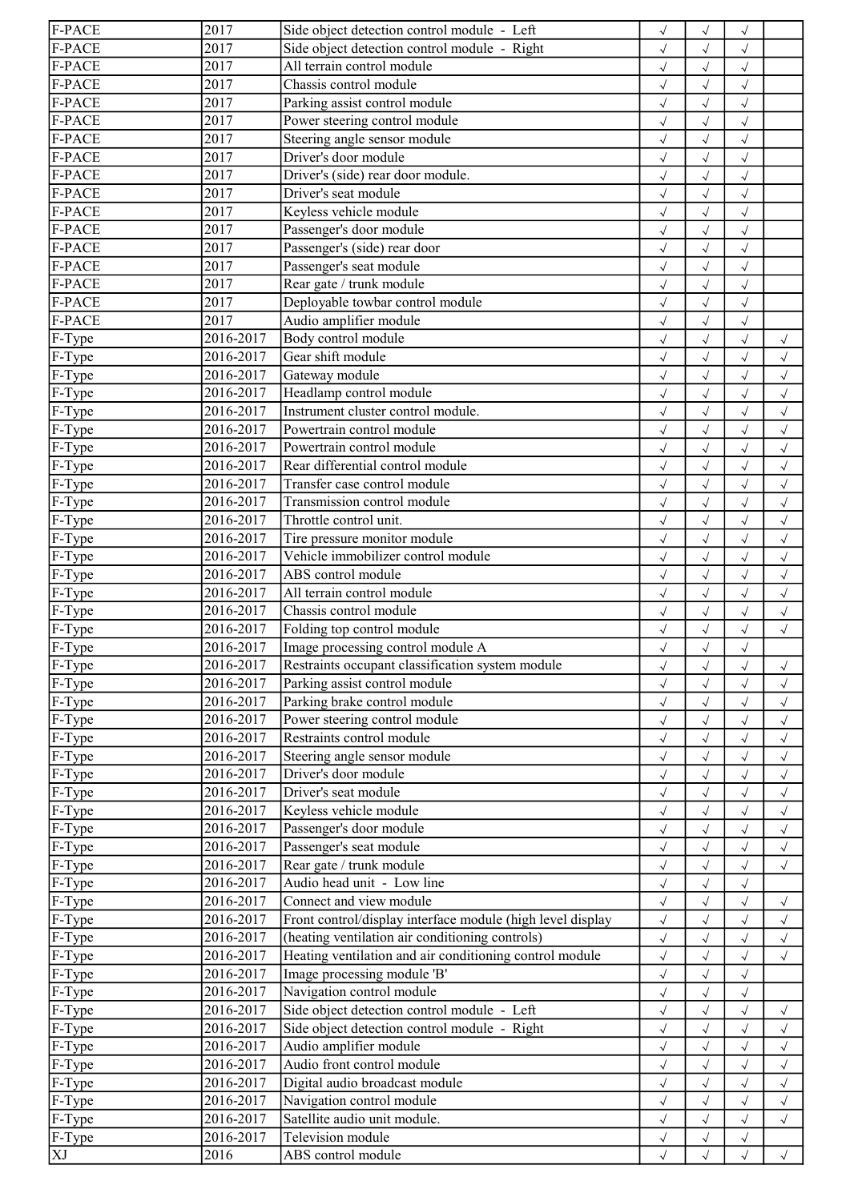| | | | | | | |
|---|---|---|---|---|---|---|
| F-PACE | 2017 | Side object detection control module - Left | √ | √ | √ | |
| F-PACE | 2017 | Side object detection control module - Right | √ | √ | √ | |
| F-PACE | 2017 | All terrain control module | √ | √ | √ | |
| F-PACE | 2017 | Chassis control module | √ | √ | √ | |
| F-PACE | 2017 | Parking assist control module | √ | √ | √ | |
| F-PACE | 2017 | Power steering control module | √ | √ | √ | |
| F-PACE | 2017 | Steering angle sensor module | √ | √ | √ | |
| F-PACE | 2017 | Driver's door module | √ | √ | √ | |
| F-PACE | 2017 | Driver's (side) rear door module. | √ | √ | √ | |
| F-PACE | 2017 | Driver's seat module | √ | √ | √ | |
| F-PACE | 2017 | Keyless vehicle module | √ | √ | √ | |
| F-PACE | 2017 | Passenger's door module | √ | √ | √ | |
| F-PACE | 2017 | Passenger's (side) rear door | √ | √ | √ | |
| F-PACE | 2017 | Passenger's seat module | √ | √ | √ | |
| F-PACE | 2017 | Rear gate / trunk module | √ | √ | √ | |
| F-PACE | 2017 | Deployable towbar control module | √ | √ | √ | |
| F-PACE | 2017 | Audio amplifier module | √ | √ | √ | |
| F-Type | 2016-2017 | Body control module | √ | √ | √ | √ |
| F-Type | 2016-2017 | Gear shift module | √ | √ | √ | √ |
| F-Type | 2016-2017 | Gateway module | √ | √ | √ | √ |
| F-Type | 2016-2017 | Headlamp control module | √ | √ | √ | √ |
| F-Type | 2016-2017 | Instrument cluster control module. | √ | √ | √ | √ |
| F-Type | 2016-2017 | Powertrain control module | √ | √ | √ | √ |
| F-Type | 2016-2017 | Powertrain control module | √ | √ | √ | √ |
| F-Type | 2016-2017 | Rear differential control module | √ | √ | √ | √ |
| F-Type | 2016-2017 | Transfer case control module | √ | √ | √ | √ |
| F-Type | 2016-2017 | Transmission control module | √ | √ | √ | √ |
| F-Type | 2016-2017 | Throttle control unit. | √ | √ | √ | √ |
| F-Type | 2016-2017 | Tire pressure monitor module | √ | √ | √ | √ |
| F-Type | 2016-2017 | Vehicle immobilizer control module | √ | √ | √ | √ |
| F-Type | 2016-2017 | ABS control module | √ | √ | √ | √ |
| F-Type | 2016-2017 | All terrain control module | √ | √ | √ | √ |
| F-Type | 2016-2017 | Chassis control module | √ | √ | √ | √ |
| F-Type | 2016-2017 | Folding top control module | √ | √ | √ | √ |
| F-Type | 2016-2017 | Image processing control module A | √ | √ | √ | |
| F-Type | 2016-2017 | Restraints occupant classification system module | √ | √ | √ | √ |
| F-Type | 2016-2017 | Parking assist control module | √ | √ | √ | √ |
| F-Type | 2016-2017 | Parking brake control module | √ | √ | √ | √ |
| F-Type | 2016-2017 | Power steering control module | √ | √ | √ | √ |
| F-Type | 2016-2017 | Restraints control module | √ | √ | √ | √ |
| F-Type | 2016-2017 | Steering angle sensor module | √ | √ | √ | √ |
| F-Type | 2016-2017 | Driver's door module | √ | √ | √ | √ |
| F-Type | 2016-2017 | Driver's seat module | √ | √ | √ | √ |
| F-Type | 2016-2017 | Keyless vehicle module | √ | √ | √ | √ |
| F-Type | 2016-2017 | Passenger's door module | √ | √ | √ | √ |
| F-Type | 2016-2017 | Passenger's seat module | √ | √ | √ | √ |
| F-Type | 2016-2017 | Rear gate / trunk module | √ | √ | √ | √ |
| F-Type | 2016-2017 | Audio head unit - Low line | √ | √ | √ | |
| F-Type | 2016-2017 | Connect and view module | √ | √ | √ | √ |
| F-Type | 2016-2017 | Front control/display interface module (high level display | √ | √ | √ | √ |
| F-Type | 2016-2017 | (heating ventilation air conditioning controls) | √ | √ | √ | √ |
| F-Type | 2016-2017 | Heating ventilation and air conditioning control module | √ | √ | √ | √ |
| F-Type | 2016-2017 | Image processing module 'B' | √ | √ | √ | |
| F-Type | 2016-2017 | Navigation control module | √ | √ | √ | |
| F-Type | 2016-2017 | Side object detection control module - Left | √ | √ | √ | √ |
| F-Type | 2016-2017 | Side object detection control module - Right | √ | √ | √ | √ |
| F-Type | 2016-2017 | Audio amplifier module | √ | √ | √ | √ |
| F-Type | 2016-2017 | Audio front control module | √ | √ | √ | √ |
| F-Type | 2016-2017 | Digital audio broadcast module | √ | √ | √ | √ |
| F-Type | 2016-2017 | Navigation control module | √ | √ | √ | √ |
| F-Type | 2016-2017 | Satellite audio unit module. | √ | √ | √ | √ |
| F-Type | 2016-2017 | Television module | √ | √ | √ | |
| XJ | 2016 | ABS control module | √ | √ | √ | √ |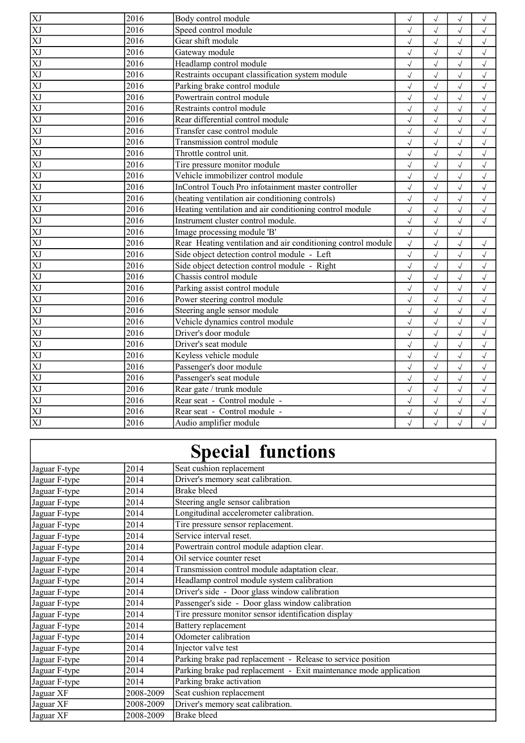| | | | | | | |
|---|---|---|---|---|---|---|
| XJ | 2016 | Body control module | √ | √ | √ | √ |
| XJ | 2016 | Speed control module | √ | √ | √ | √ |
| XJ | 2016 | Gear shift module | √ | √ | √ | √ |
| XJ | 2016 | Gateway module | √ | √ | √ | √ |
| XJ | 2016 | Headlamp control module | √ | √ | √ | √ |
| XJ | 2016 | Restraints occupant classification system module | √ | √ | √ | √ |
| XJ | 2016 | Parking brake control module | √ | √ | √ | √ |
| XJ | 2016 | Powertrain control module | √ | √ | √ | √ |
| XJ | 2016 | Restraints control module | √ | √ | √ | √ |
| XJ | 2016 | Rear differential control module | √ | √ | √ | √ |
| XJ | 2016 | Transfer case control module | √ | √ | √ | √ |
| XJ | 2016 | Transmission control module | √ | √ | √ | √ |
| XJ | 2016 | Throttle control unit. | √ | √ | √ | √ |
| XJ | 2016 | Tire pressure monitor module | √ | √ | √ | √ |
| XJ | 2016 | Vehicle immobilizer control module | √ | √ | √ | √ |
| XJ | 2016 | InControl Touch Pro infotainment master controller | √ | √ | √ | √ |
| XJ | 2016 | (heating ventilation air conditioning controls) | √ | √ | √ | √ |
| XJ | 2016 | Heating ventilation and air conditioning control module | √ | √ | √ | √ |
| XJ | 2016 | Instrument cluster control module. | √ | √ | √ | √ |
| XJ | 2016 | Image processing module 'B' | √ | √ | √ | |
| XJ | 2016 | Rear Heating ventilation and air conditioning control module | √ | √ | √ | √ |
| XJ | 2016 | Side object detection control module - Left | √ | √ | √ | √ |
| XJ | 2016 | Side object detection control module - Right | √ | √ | √ | √ |
| XJ | 2016 | Chassis control module | √ | √ | √ | √ |
| XJ | 2016 | Parking assist control module | √ | √ | √ | √ |
| XJ | 2016 | Power steering control module | √ | √ | √ | √ |
| XJ | 2016 | Steering angle sensor module | √ | √ | √ | √ |
| XJ | 2016 | Vehicle dynamics control module | √ | √ | √ | √ |
| XJ | 2016 | Driver's door module | √ | √ | √ | √ |
| XJ | 2016 | Driver's seat module | √ | √ | √ | √ |
| XJ | 2016 | Keyless vehicle module | √ | √ | √ | √ |
| XJ | 2016 | Passenger's door module | √ | √ | √ | √ |
| XJ | 2016 | Passenger's seat module | √ | √ | √ | √ |
| XJ | 2016 | Rear gate / trunk module | √ | √ | √ | √ |
| XJ | 2016 | Rear seat - Control module - | √ | √ | √ | √ |
| XJ | 2016 | Rear seat - Control module - | √ | √ | √ | √ |
| XJ | 2016 | Audio amplifier module | √ | √ | √ | √ |

# Special functions

| | | |
|---|---|---|
| Jaguar F-type | 2014 | Seat cushion replacement |
| Jaguar F-type | 2014 | Driver's memory seat calibration. |
| Jaguar F-type | 2014 | Brake bleed |
| Jaguar F-type | 2014 | Steering angle sensor calibration |
| Jaguar F-type | 2014 | Longitudinal accelerometer calibration. |
| Jaguar F-type | 2014 | Tire pressure sensor replacement. |
| Jaguar F-type | 2014 | Service interval reset. |
| Jaguar F-type | 2014 | Powertrain control module adaption clear. |
| Jaguar F-type | 2014 | Oil service counter reset |
| Jaguar F-type | 2014 | Transmission control module adaptation clear. |
| Jaguar F-type | 2014 | Headlamp control module system calibration |
| Jaguar F-type | 2014 | Driver's side - Door glass window calibration |
| Jaguar F-type | 2014 | Passenger's side - Door glass window calibration |
| Jaguar F-type | 2014 | Tire pressure monitor sensor identification display |
| Jaguar F-type | 2014 | Battery replacement |
| Jaguar F-type | 2014 | Odometer calibration |
| Jaguar F-type | 2014 | Injector valve test |
| Jaguar F-type | 2014 | Parking brake pad replacement - Release to service position |
| Jaguar F-type | 2014 | Parking brake pad replacement - Exit maintenance mode application |
| Jaguar F-type | 2014 | Parking brake activation |
| Jaguar XF | 2008-2009 | Seat cushion replacement |
| Jaguar XF | 2008-2009 | Driver's memory seat calibration. |
| Jaguar XF | 2008-2009 | Brake bleed |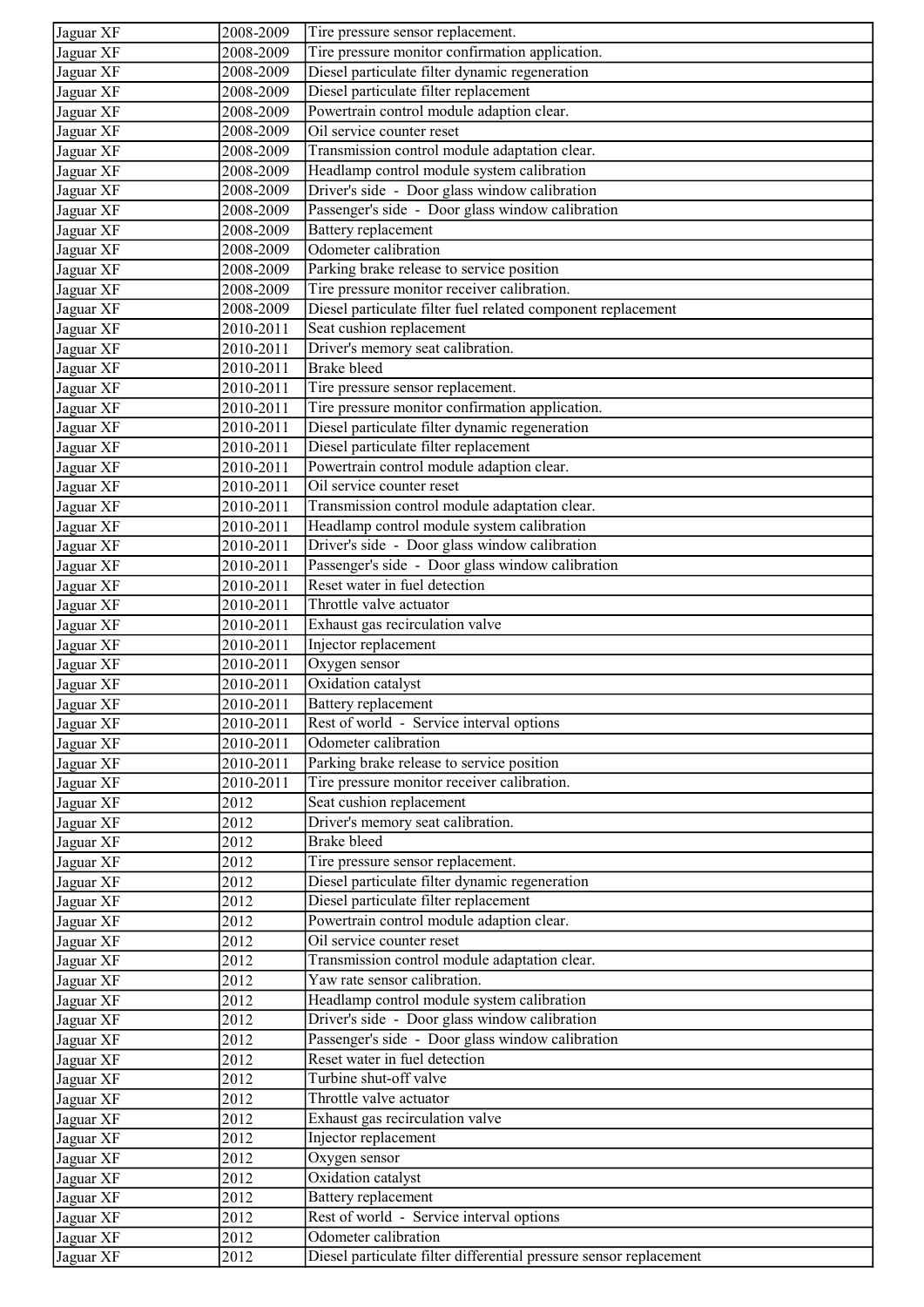| Jaguar XF | 2008-2009 | Tire pressure sensor replacement. |
|---|---|---|
| Jaguar XF | 2008-2009 | Tire pressure monitor confirmation application. |
| Jaguar XF | 2008-2009 | Diesel particulate filter dynamic regeneration |
| Jaguar XF | 2008-2009 | Diesel particulate filter replacement |
| Jaguar XF | 2008-2009 | Powertrain control module adaption clear. |
| Jaguar XF | 2008-2009 | Oil service counter reset |
| Jaguar XF | 2008-2009 | Transmission control module adaptation clear. |
| Jaguar XF | 2008-2009 | Headlamp control module system calibration |
| Jaguar XF | 2008-2009 | Driver's side - Door glass window calibration |
| Jaguar XF | 2008-2009 | Passenger's side - Door glass window calibration |
| Jaguar XF | 2008-2009 | Battery replacement |
| Jaguar XF | 2008-2009 | Odometer calibration |
| Jaguar XF | 2008-2009 | Parking brake release to service position |
| Jaguar XF | 2008-2009 | Tire pressure monitor receiver calibration. |
| Jaguar XF | 2008-2009 | Diesel particulate filter fuel related component replacement |
| Jaguar XF | 2010-2011 | Seat cushion replacement |
| Jaguar XF | 2010-2011 | Driver's memory seat calibration. |
| Jaguar XF | 2010-2011 | Brake bleed |
| Jaguar XF | 2010-2011 | Tire pressure sensor replacement. |
| Jaguar XF | 2010-2011 | Tire pressure monitor confirmation application. |
| Jaguar XF | 2010-2011 | Diesel particulate filter dynamic regeneration |
| Jaguar XF | 2010-2011 | Diesel particulate filter replacement |
| Jaguar XF | 2010-2011 | Powertrain control module adaption clear. |
| Jaguar XF | 2010-2011 | Oil service counter reset |
| Jaguar XF | 2010-2011 | Transmission control module adaptation clear. |
| Jaguar XF | 2010-2011 | Headlamp control module system calibration |
| Jaguar XF | 2010-2011 | Driver's side - Door glass window calibration |
| Jaguar XF | 2010-2011 | Passenger's side - Door glass window calibration |
| Jaguar XF | 2010-2011 | Reset water in fuel detection |
| Jaguar XF | 2010-2011 | Throttle valve actuator |
| Jaguar XF | 2010-2011 | Exhaust gas recirculation valve |
| Jaguar XF | 2010-2011 | Injector replacement |
| Jaguar XF | 2010-2011 | Oxygen sensor |
| Jaguar XF | 2010-2011 | Oxidation catalyst |
| Jaguar XF | 2010-2011 | Battery replacement |
| Jaguar XF | 2010-2011 | Rest of world - Service interval options |
| Jaguar XF | 2010-2011 | Odometer calibration |
| Jaguar XF | 2010-2011 | Parking brake release to service position |
| Jaguar XF | 2010-2011 | Tire pressure monitor receiver calibration. |
| Jaguar XF | 2012 | Seat cushion replacement |
| Jaguar XF | 2012 | Driver's memory seat calibration. |
| Jaguar XF | 2012 | Brake bleed |
| Jaguar XF | 2012 | Tire pressure sensor replacement. |
| Jaguar XF | 2012 | Diesel particulate filter dynamic regeneration |
| Jaguar XF | 2012 | Diesel particulate filter replacement |
| Jaguar XF | 2012 | Powertrain control module adaption clear. |
| Jaguar XF | 2012 | Oil service counter reset |
| Jaguar XF | 2012 | Transmission control module adaptation clear. |
| Jaguar XF | 2012 | Yaw rate sensor calibration. |
| Jaguar XF | 2012 | Headlamp control module system calibration |
| Jaguar XF | 2012 | Driver's side - Door glass window calibration |
| Jaguar XF | 2012 | Passenger's side - Door glass window calibration |
| Jaguar XF | 2012 | Reset water in fuel detection |
| Jaguar XF | 2012 | Turbine shut-off valve |
| Jaguar XF | 2012 | Throttle valve actuator |
| Jaguar XF | 2012 | Exhaust gas recirculation valve |
| Jaguar XF | 2012 | Injector replacement |
| Jaguar XF | 2012 | Oxygen sensor |
| Jaguar XF | 2012 | Oxidation catalyst |
| Jaguar XF | 2012 | Battery replacement |
| Jaguar XF | 2012 | Rest of world - Service interval options |
| Jaguar XF | 2012 | Odometer calibration |
| Jaguar XF | 2012 | Diesel particulate filter differential pressure sensor replacement |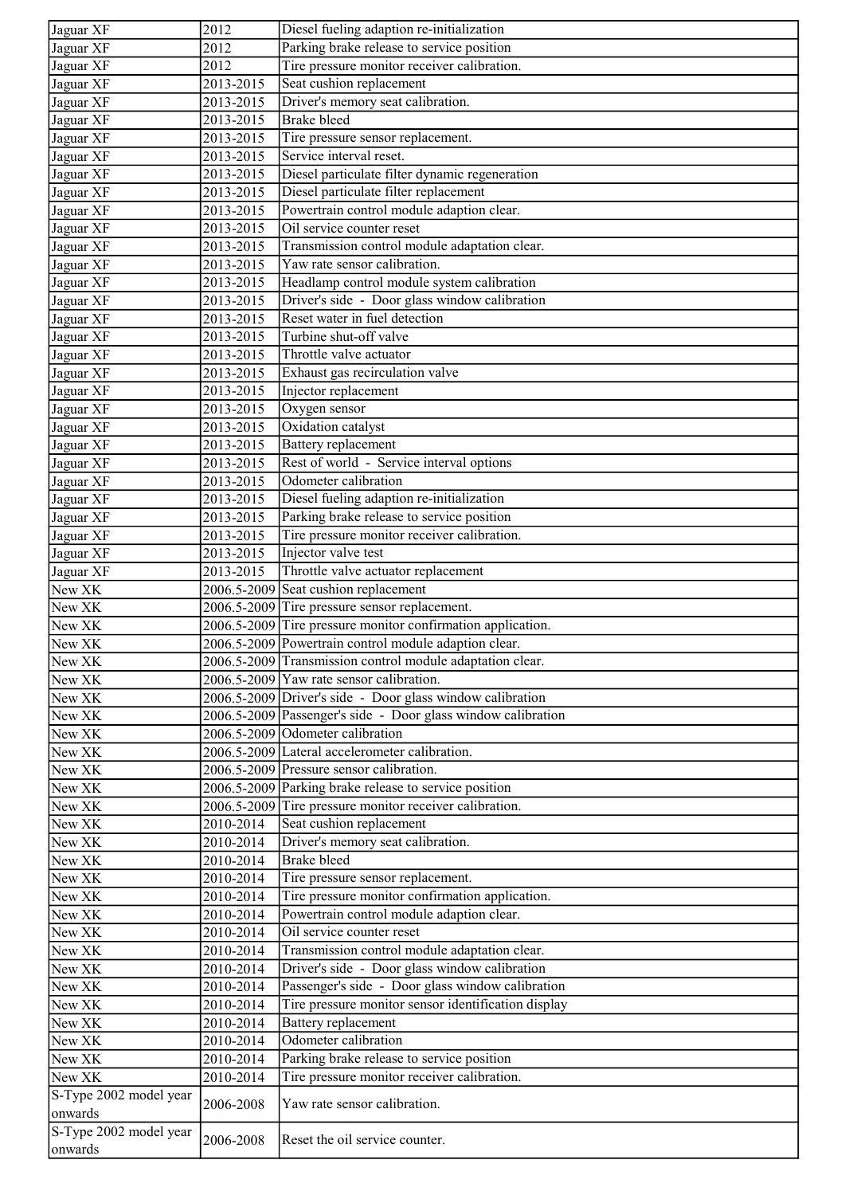| Jaguar XF | 2012 | Diesel fueling adaption re-initialization |
|---|---|---|
| Jaguar XF | 2012 | Parking brake release to service position |
| Jaguar XF | 2012 | Tire pressure monitor receiver calibration. |
| Jaguar XF | 2013-2015 | Seat cushion replacement |
| Jaguar XF | 2013-2015 | Driver's memory seat calibration. |
| Jaguar XF | 2013-2015 | Brake bleed |
| Jaguar XF | 2013-2015 | Tire pressure sensor replacement. |
| Jaguar XF | 2013-2015 | Service interval reset. |
| Jaguar XF | 2013-2015 | Diesel particulate filter dynamic regeneration |
| Jaguar XF | 2013-2015 | Diesel particulate filter replacement |
| Jaguar XF | 2013-2015 | Powertrain control module adaption clear. |
| Jaguar XF | 2013-2015 | Oil service counter reset |
| Jaguar XF | 2013-2015 | Transmission control module adaptation clear. |
| Jaguar XF | 2013-2015 | Yaw rate sensor calibration. |
| Jaguar XF | 2013-2015 | Headlamp control module system calibration |
| Jaguar XF | 2013-2015 | Driver's side - Door glass window calibration |
| Jaguar XF | 2013-2015 | Reset water in fuel detection |
| Jaguar XF | 2013-2015 | Turbine shut-off valve |
| Jaguar XF | 2013-2015 | Throttle valve actuator |
| Jaguar XF | 2013-2015 | Exhaust gas recirculation valve |
| Jaguar XF | 2013-2015 | Injector replacement |
| Jaguar XF | 2013-2015 | Oxygen sensor |
| Jaguar XF | 2013-2015 | Oxidation catalyst |
| Jaguar XF | 2013-2015 | Battery replacement |
| Jaguar XF | 2013-2015 | Rest of world - Service interval options |
| Jaguar XF | 2013-2015 | Odometer calibration |
| Jaguar XF | 2013-2015 | Diesel fueling adaption re-initialization |
| Jaguar XF | 2013-2015 | Parking brake release to service position |
| Jaguar XF | 2013-2015 | Tire pressure monitor receiver calibration. |
| Jaguar XF | 2013-2015 | Injector valve test |
| Jaguar XF | 2013-2015 | Throttle valve actuator replacement |
| New XK | 2006.5-2009 | Seat cushion replacement |
| New XK | 2006.5-2009 | Tire pressure sensor replacement. |
| New XK | 2006.5-2009 | Tire pressure monitor confirmation application. |
| New XK | 2006.5-2009 | Powertrain control module adaption clear. |
| New XK | 2006.5-2009 | Transmission control module adaptation clear. |
| New XK | 2006.5-2009 | Yaw rate sensor calibration. |
| New XK | 2006.5-2009 | Driver's side - Door glass window calibration |
| New XK | 2006.5-2009 | Passenger's side - Door glass window calibration |
| New XK | 2006.5-2009 | Odometer calibration |
| New XK | 2006.5-2009 | Lateral accelerometer calibration. |
| New XK | 2006.5-2009 | Pressure sensor calibration. |
| New XK | 2006.5-2009 | Parking brake release to service position |
| New XK | 2006.5-2009 | Tire pressure monitor receiver calibration. |
| New XK | 2010-2014 | Seat cushion replacement |
| New XK | 2010-2014 | Driver's memory seat calibration. |
| New XK | 2010-2014 | Brake bleed |
| New XK | 2010-2014 | Tire pressure sensor replacement. |
| New XK | 2010-2014 | Tire pressure monitor confirmation application. |
| New XK | 2010-2014 | Powertrain control module adaption clear. |
| New XK | 2010-2014 | Oil service counter reset |
| New XK | 2010-2014 | Transmission control module adaptation clear. |
| New XK | 2010-2014 | Driver's side - Door glass window calibration |
| New XK | 2010-2014 | Passenger's side - Door glass window calibration |
| New XK | 2010-2014 | Tire pressure monitor sensor identification display |
| New XK | 2010-2014 | Battery replacement |
| New XK | 2010-2014 | Odometer calibration |
| New XK | 2010-2014 | Parking brake release to service position |
| New XK | 2010-2014 | Tire pressure monitor receiver calibration. |
| S-Type 2002 model year onwards | 2006-2008 | Yaw rate sensor calibration. |
| S-Type 2002 model year onwards | 2006-2008 | Reset the oil service counter. |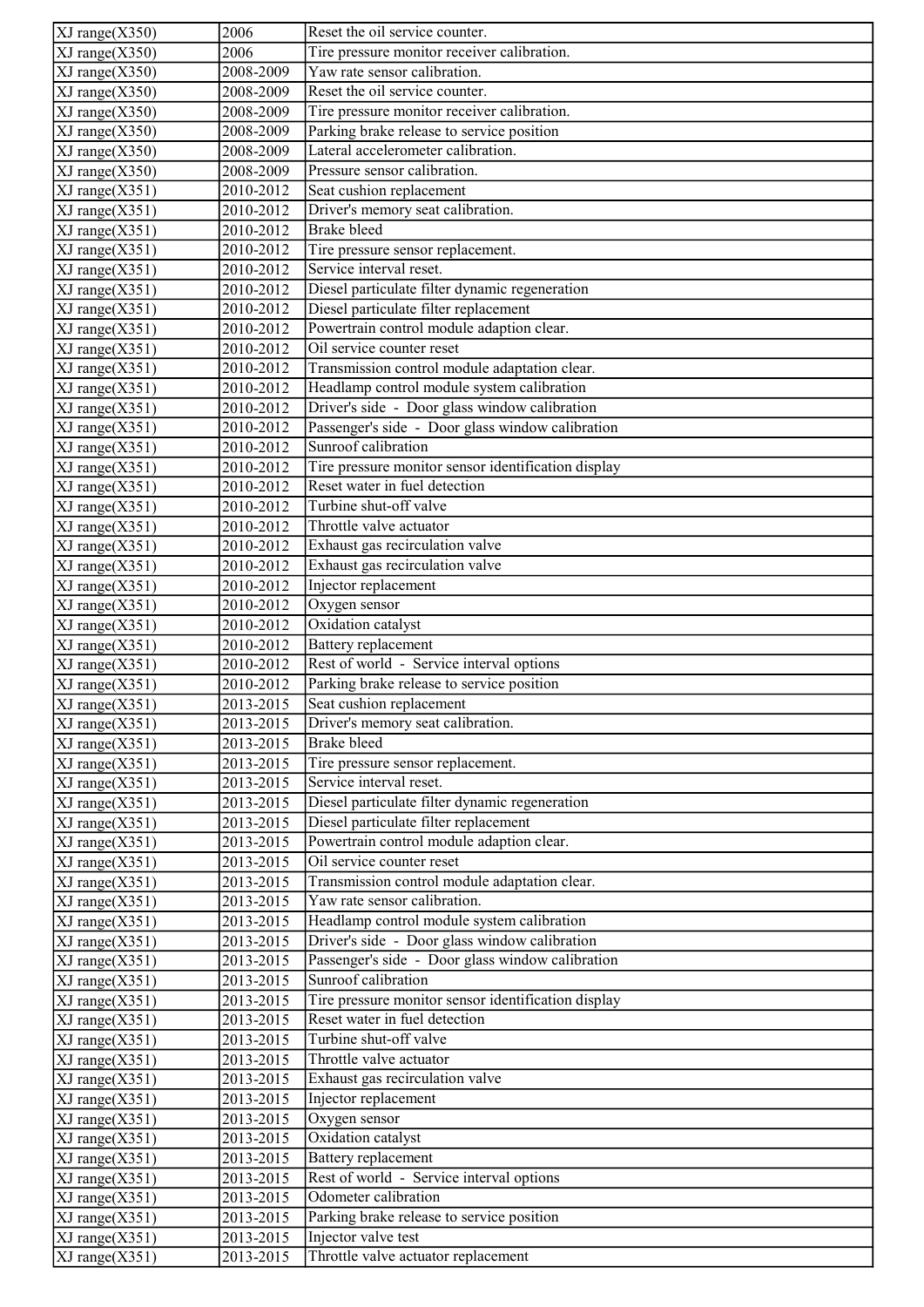| XJ range(X350) | 2006 | Reset the oil service counter. |
|---|---|---|
| XJ range(X350) | 2006 | Tire pressure monitor receiver calibration. |
| XJ range(X350) | 2008-2009 | Yaw rate sensor calibration. |
| XJ range(X350) | 2008-2009 | Reset the oil service counter. |
| XJ range(X350) | 2008-2009 | Tire pressure monitor receiver calibration. |
| XJ range(X350) | 2008-2009 | Parking brake release to service position |
| XJ range(X350) | 2008-2009 | Lateral accelerometer calibration. |
| XJ range(X350) | 2008-2009 | Pressure sensor calibration. |
| XJ range(X351) | 2010-2012 | Seat cushion replacement |
| XJ range(X351) | 2010-2012 | Driver's memory seat calibration. |
| XJ range(X351) | 2010-2012 | Brake bleed |
| XJ range(X351) | 2010-2012 | Tire pressure sensor replacement. |
| XJ range(X351) | 2010-2012 | Service interval reset. |
| XJ range(X351) | 2010-2012 | Diesel particulate filter dynamic regeneration |
| XJ range(X351) | 2010-2012 | Diesel particulate filter replacement |
| XJ range(X351) | 2010-2012 | Powertrain control module adaption clear. |
| XJ range(X351) | 2010-2012 | Oil service counter reset |
| XJ range(X351) | 2010-2012 | Transmission control module adaptation clear. |
| XJ range(X351) | 2010-2012 | Headlamp control module system calibration |
| XJ range(X351) | 2010-2012 | Driver's side - Door glass window calibration |
| XJ range(X351) | 2010-2012 | Passenger's side - Door glass window calibration |
| XJ range(X351) | 2010-2012 | Sunroof calibration |
| XJ range(X351) | 2010-2012 | Tire pressure monitor sensor identification display |
| XJ range(X351) | 2010-2012 | Reset water in fuel detection |
| XJ range(X351) | 2010-2012 | Turbine shut-off valve |
| XJ range(X351) | 2010-2012 | Throttle valve actuator |
| XJ range(X351) | 2010-2012 | Exhaust gas recirculation valve |
| XJ range(X351) | 2010-2012 | Exhaust gas recirculation valve |
| XJ range(X351) | 2010-2012 | Injector replacement |
| XJ range(X351) | 2010-2012 | Oxygen sensor |
| XJ range(X351) | 2010-2012 | Oxidation catalyst |
| XJ range(X351) | 2010-2012 | Battery replacement |
| XJ range(X351) | 2010-2012 | Rest of world - Service interval options |
| XJ range(X351) | 2010-2012 | Parking brake release to service position |
| XJ range(X351) | 2013-2015 | Seat cushion replacement |
| XJ range(X351) | 2013-2015 | Driver's memory seat calibration. |
| XJ range(X351) | 2013-2015 | Brake bleed |
| XJ range(X351) | 2013-2015 | Tire pressure sensor replacement. |
| XJ range(X351) | 2013-2015 | Service interval reset. |
| XJ range(X351) | 2013-2015 | Diesel particulate filter dynamic regeneration |
| XJ range(X351) | 2013-2015 | Diesel particulate filter replacement |
| XJ range(X351) | 2013-2015 | Powertrain control module adaption clear. |
| XJ range(X351) | 2013-2015 | Oil service counter reset |
| XJ range(X351) | 2013-2015 | Transmission control module adaptation clear. |
| XJ range(X351) | 2013-2015 | Yaw rate sensor calibration. |
| XJ range(X351) | 2013-2015 | Headlamp control module system calibration |
| XJ range(X351) | 2013-2015 | Driver's side - Door glass window calibration |
| XJ range(X351) | 2013-2015 | Passenger's side - Door glass window calibration |
| XJ range(X351) | 2013-2015 | Sunroof calibration |
| XJ range(X351) | 2013-2015 | Tire pressure monitor sensor identification display |
| XJ range(X351) | 2013-2015 | Reset water in fuel detection |
| XJ range(X351) | 2013-2015 | Turbine shut-off valve |
| XJ range(X351) | 2013-2015 | Throttle valve actuator |
| XJ range(X351) | 2013-2015 | Exhaust gas recirculation valve |
| XJ range(X351) | 2013-2015 | Injector replacement |
| XJ range(X351) | 2013-2015 | Oxygen sensor |
| XJ range(X351) | 2013-2015 | Oxidation catalyst |
| XJ range(X351) | 2013-2015 | Battery replacement |
| XJ range(X351) | 2013-2015 | Rest of world - Service interval options |
| XJ range(X351) | 2013-2015 | Odometer calibration |
| XJ range(X351) | 2013-2015 | Parking brake release to service position |
| XJ range(X351) | 2013-2015 | Injector valve test |
| XJ range(X351) | 2013-2015 | Throttle valve actuator replacement |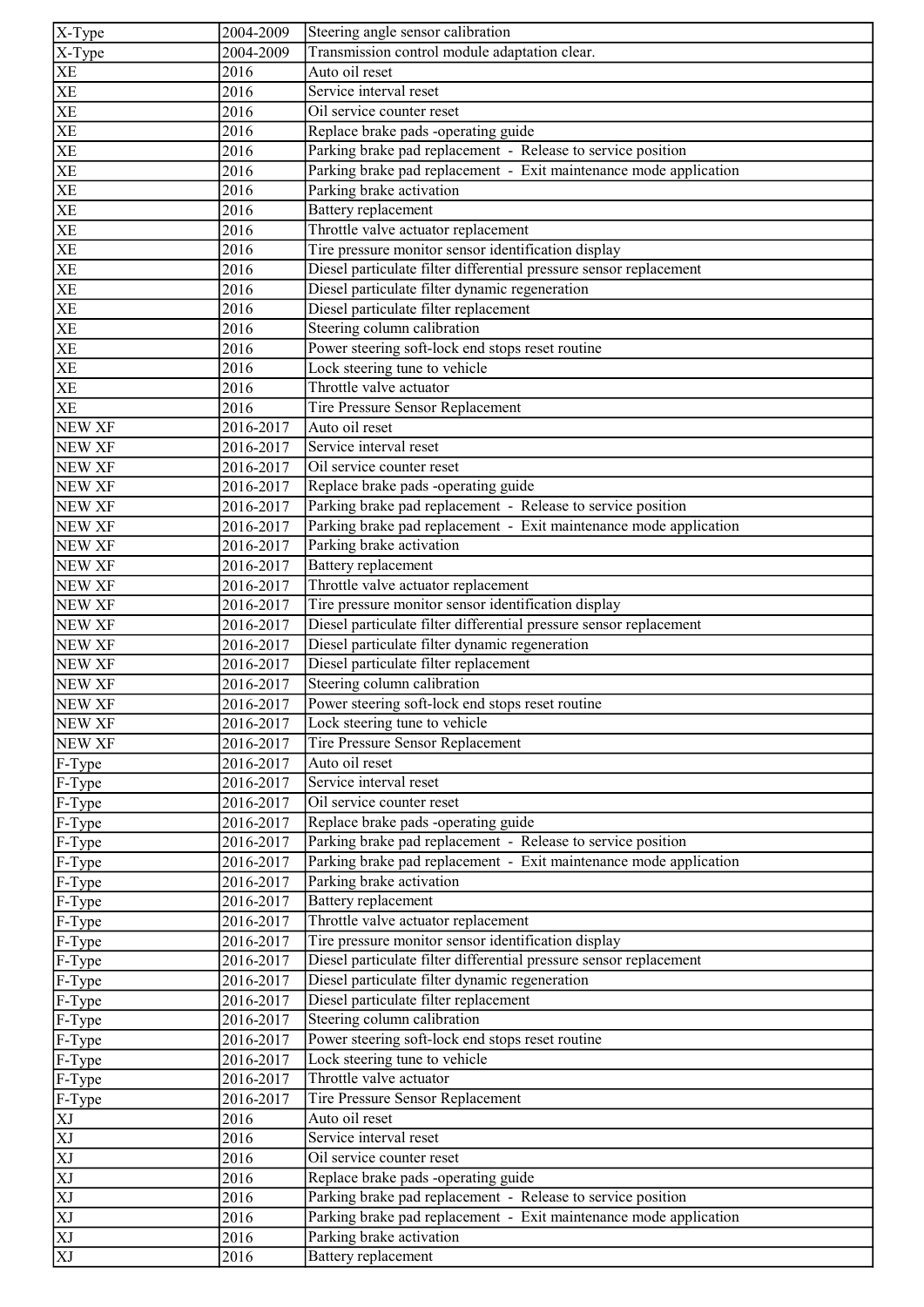| X-Type | 2004-2009 | Steering angle sensor calibration |
| --- | --- | --- |
| X-Type | 2004-2009 | Transmission control module adaptation clear. |
| XE | 2016 | Auto oil reset |
| XE | 2016 | Service interval reset |
| XE | 2016 | Oil service counter reset |
| XE | 2016 | Replace brake pads -operating guide |
| XE | 2016 | Parking brake pad replacement  -  Release to service position |
| XE | 2016 | Parking brake pad replacement  -  Exit maintenance mode application |
| XE | 2016 | Parking brake activation |
| XE | 2016 | Battery replacement |
| XE | 2016 | Throttle valve actuator replacement |
| XE | 2016 | Tire pressure monitor sensor identification display |
| XE | 2016 | Diesel particulate filter differential pressure sensor replacement |
| XE | 2016 | Diesel particulate filter dynamic regeneration |
| XE | 2016 | Diesel particulate filter replacement |
| XE | 2016 | Steering column calibration |
| XE | 2016 | Power steering soft-lock end stops reset routine |
| XE | 2016 | Lock steering tune to vehicle |
| XE | 2016 | Throttle valve actuator |
| XE | 2016 | Tire Pressure Sensor Replacement |
| NEW XF | 2016-2017 | Auto oil reset |
| NEW XF | 2016-2017 | Service interval reset |
| NEW XF | 2016-2017 | Oil service counter reset |
| NEW XF | 2016-2017 | Replace brake pads -operating guide |
| NEW XF | 2016-2017 | Parking brake pad replacement  -  Release to service position |
| NEW XF | 2016-2017 | Parking brake pad replacement  -  Exit maintenance mode application |
| NEW XF | 2016-2017 | Parking brake activation |
| NEW XF | 2016-2017 | Battery replacement |
| NEW XF | 2016-2017 | Throttle valve actuator replacement |
| NEW XF | 2016-2017 | Tire pressure monitor sensor identification display |
| NEW XF | 2016-2017 | Diesel particulate filter differential pressure sensor replacement |
| NEW XF | 2016-2017 | Diesel particulate filter dynamic regeneration |
| NEW XF | 2016-2017 | Diesel particulate filter replacement |
| NEW XF | 2016-2017 | Steering column calibration |
| NEW XF | 2016-2017 | Power steering soft-lock end stops reset routine |
| NEW XF | 2016-2017 | Lock steering tune to vehicle |
| NEW XF | 2016-2017 | Tire Pressure Sensor Replacement |
| F-Type | 2016-2017 | Auto oil reset |
| F-Type | 2016-2017 | Service interval reset |
| F-Type | 2016-2017 | Oil service counter reset |
| F-Type | 2016-2017 | Replace brake pads -operating guide |
| F-Type | 2016-2017 | Parking brake pad replacement  -  Release to service position |
| F-Type | 2016-2017 | Parking brake pad replacement  -  Exit maintenance mode application |
| F-Type | 2016-2017 | Parking brake activation |
| F-Type | 2016-2017 | Battery replacement |
| F-Type | 2016-2017 | Throttle valve actuator replacement |
| F-Type | 2016-2017 | Tire pressure monitor sensor identification display |
| F-Type | 2016-2017 | Diesel particulate filter differential pressure sensor replacement |
| F-Type | 2016-2017 | Diesel particulate filter dynamic regeneration |
| F-Type | 2016-2017 | Diesel particulate filter replacement |
| F-Type | 2016-2017 | Steering column calibration |
| F-Type | 2016-2017 | Power steering soft-lock end stops reset routine |
| F-Type | 2016-2017 | Lock steering tune to vehicle |
| F-Type | 2016-2017 | Throttle valve actuator |
| F-Type | 2016-2017 | Tire Pressure Sensor Replacement |
| XJ | 2016 | Auto oil reset |
| XJ | 2016 | Service interval reset |
| XJ | 2016 | Oil service counter reset |
| XJ | 2016 | Replace brake pads -operating guide |
| XJ | 2016 | Parking brake pad replacement  -  Release to service position |
| XJ | 2016 | Parking brake pad replacement  -  Exit maintenance mode application |
| XJ | 2016 | Parking brake activation |
| XJ | 2016 | Battery replacement |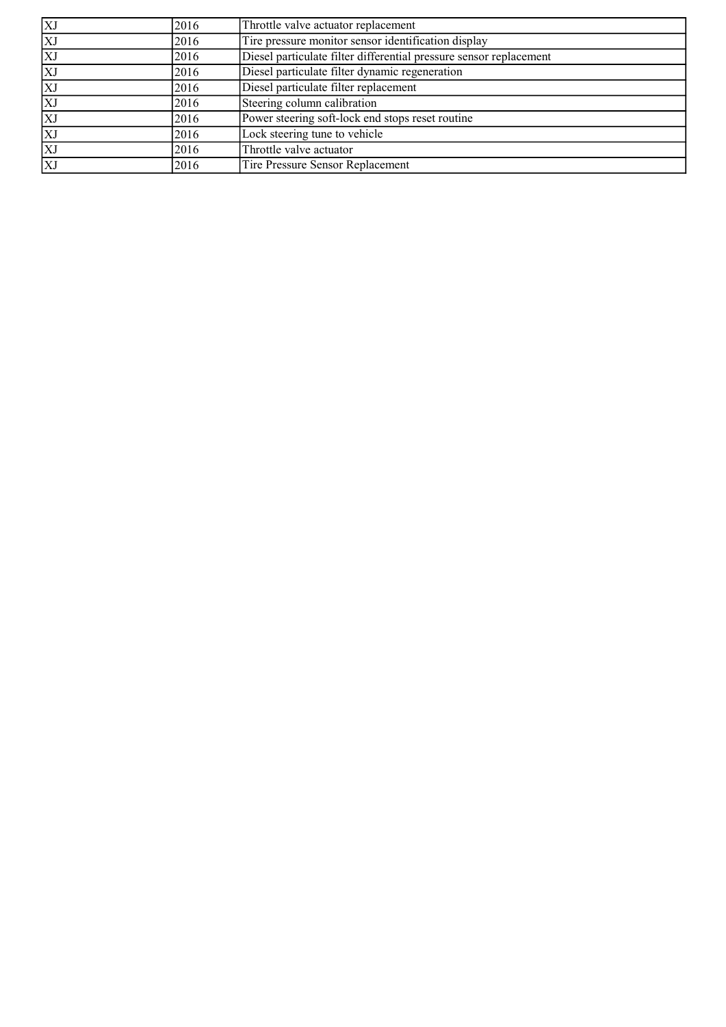| | | |
|---|---|---|
| XJ | 2016 | Throttle valve actuator replacement |
| XJ | 2016 | Tire pressure monitor sensor identification display |
| XJ | 2016 | Diesel particulate filter differential pressure sensor replacement |
| XJ | 2016 | Diesel particulate filter dynamic regeneration |
| XJ | 2016 | Diesel particulate filter replacement |
| XJ | 2016 | Steering column calibration |
| XJ | 2016 | Power steering soft-lock end stops reset routine |
| XJ | 2016 | Lock steering tune to vehicle |
| XJ | 2016 | Throttle valve actuator |
| XJ | 2016 | Tire Pressure Sensor Replacement |